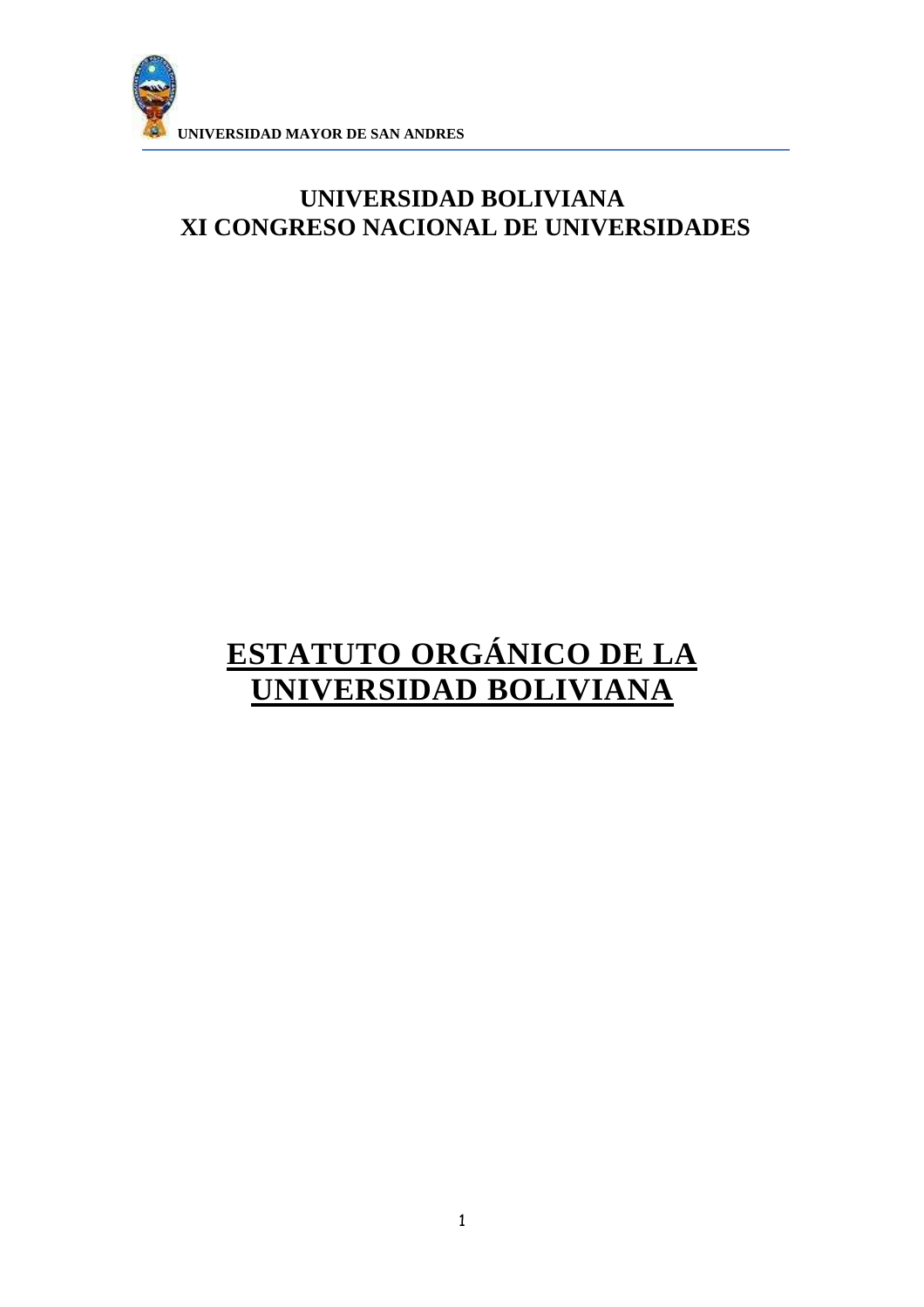**UNIVERSIDAD MAYOR DE SAN ANDRES**

## UNIVERSIDAD BOLIVIANA
## XI CONGRESO NACIONAL DE UNIVERSIDADES

# ESTATUTO ORGÁNICO DE LA UNIVERSIDAD BOLIVIANA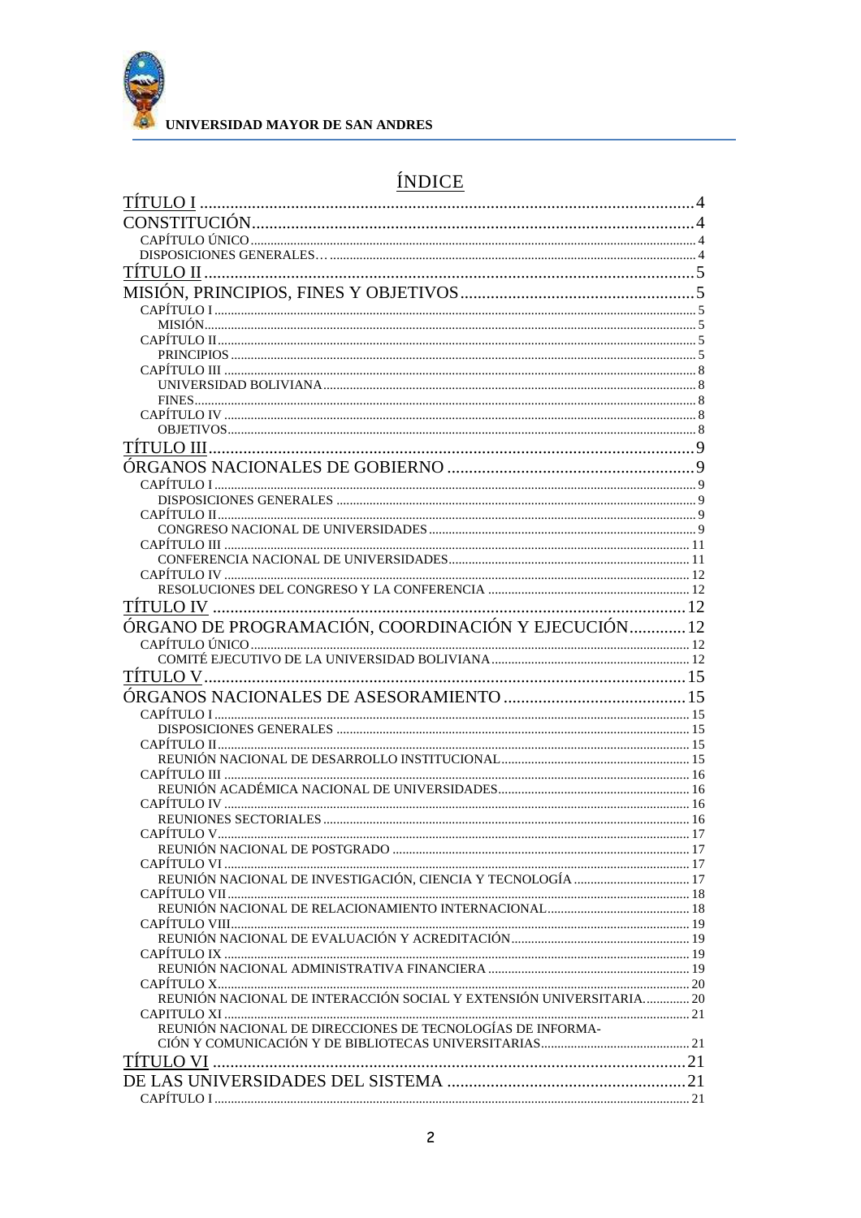# ÍNDICE

TÍTULO I ..... 4
CONSTITUCIÓN ..... 4
- CAPÍTULO ÚNICO ..... 4
- DISPOSICIONES GENERALES… ..... 4

TÍTULO II ..... 5
MISIÓN, PRINCIPIOS, FINES Y OBJETIVOS ..... 5
- CAPÍTULO I ..... 5
  - MISIÓN ..... 5
- CAPÍTULO II ..... 5
  - PRINCIPIOS ..... 5
- CAPÍTULO III ..... 8
  - UNIVERSIDAD BOLIVIANA ..... 8
  - FINES ..... 8
- CAPÍTULO IV ..... 8
  - OBJETIVOS ..... 8

TÍTULO III ..... 9
ÓRGANOS NACIONALES DE GOBIERNO ..... 9
- CAPÍTULO I ..... 9
  - DISPOSICIONES GENERALES ..... 9
- CAPÍTULO II ..... 9
  - CONGRESO NACIONAL DE UNIVERSIDADES ..... 9
- CAPÍTULO III ..... 11
  - CONFERENCIA NACIONAL DE UNIVERSIDADES ..... 11
- CAPÍTULO IV ..... 12
  - RESOLUCIONES DEL CONGRESO Y LA CONFERENCIA ..... 12

TÍTULO IV ..... 12
ÓRGANO DE PROGRAMACIÓN, COORDINACIÓN Y EJECUCIÓN ..... 12
- CAPÍTULO ÚNICO ..... 12
  - COMITÉ EJECUTIVO DE LA UNIVERSIDAD BOLIVIANA ..... 12

TÍTULO V ..... 15
ÓRGANOS NACIONALES DE ASESORAMIENTO ..... 15
- CAPÍTULO I ..... 15
  - DISPOSICIONES GENERALES ..... 15
- CAPÍTULO II ..... 15
  - REUNIÓN NACIONAL DE DESARROLLO INSTITUCIONAL ..... 15
- CAPÍTULO III ..... 16
  - REUNIÓN ACADÉMICA NACIONAL DE UNIVERSIDADES ..... 16
- CAPÍTULO IV ..... 16
  - REUNIONES SECTORIALES ..... 16
- CAPÍTULO V ..... 17
  - REUNIÓN NACIONAL DE POSTGRADO ..... 17
- CAPÍTULO VI ..... 17
  - REUNIÓN NACIONAL DE INVESTIGACIÓN, CIENCIA Y TECNOLOGÍA ..... 17
- CAPÍTULO VII ..... 18
  - REUNIÓN NACIONAL DE RELACIONAMIENTO INTERNACIONAL ..... 18
- CAPÍTULO VIII ..... 19
  - REUNIÓN NACIONAL DE EVALUACIÓN Y ACREDITACIÓN ..... 19
- CAPÍTULO IX ..... 19
  - REUNIÓN NACIONAL ADMINISTRATIVA FINANCIERA ..... 19
- CAPÍTULO X ..... 20
  - REUNIÓN NACIONAL DE INTERACCIÓN SOCIAL Y EXTENSIÓN UNIVERSITARIA ..... 20
- CAPITULO XI ..... 21
  - REUNIÓN NACIONAL DE DIRECCIONES DE TECNOLOGÍAS DE INFORMACIÓN Y COMUNICACIÓN Y DE BIBLIOTECAS UNIVERSITARIAS ..... 21

TÍTULO VI ..... 21
DE LAS UNIVERSIDADES DEL SISTEMA ..... 21
- CAPÍTULO I ..... 21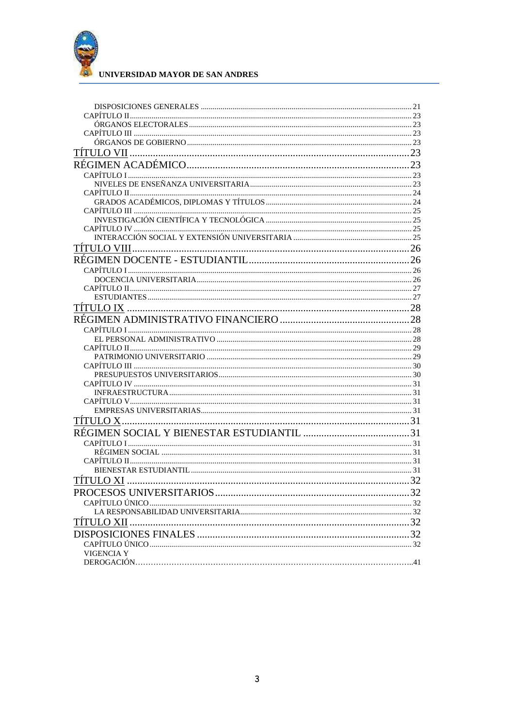DISPOSICIONES GENERALES ........................................................................................................ 21
CAPÍTULO II.......................................................................................................................... 23
ÓRGANOS ELECTORALES ........................................................................................................ 23
CAPÍTULO III ........................................................................................................................ 23
ÓRGANOS DE GOBIERNO ........................................................................................................ 23
TÍTULO VII .............................................................................................................. 23
RÉGIMEN ACADÉMICO........................................................................................ 23
CAPÍTULO I .......................................................................................................................... 23
NIVELES DE ENSEÑANZA UNIVERSITARIA ................................................................................ 23
CAPÍTULO II.......................................................................................................................... 24
GRADOS ACADÉMICOS, DIPLOMAS Y TÍTULOS ......................................................................... 24
CAPÍTULO III ........................................................................................................................ 25
INVESTIGACIÓN CIENTÍFICA Y TECNOLÓGICA .......................................................................... 25
CAPÍTULO IV ........................................................................................................................ 25
INTERACCIÓN SOCIAL Y EXTENSIÓN UNIVERSITARIA .............................................................. 25
TÍTULO VIII............................................................................................................. 26
RÉGIMEN DOCENTE - ESTUDIANTIL................................................................... 26
CAPÍTULO I .......................................................................................................................... 26
DOCENCIA UNIVERSITARIA ..................................................................................................... 26
CAPÍTULO II.......................................................................................................................... 27
ESTUDIANTES .......................................................................................................................... 27
TÍTULO IX ............................................................................................................... 28
RÉGIMEN ADMINISTRATIVO FINANCIERO ......................................................... 28
CAPÍTULO I .......................................................................................................................... 28
EL PERSONAL ADMINISTRATIVO ............................................................................................. 28
CAPÍTULO II.......................................................................................................................... 29
PATRIMONIO UNIVERSITARIO ................................................................................................. 29
CAPÍTULO III ........................................................................................................................ 30
PRESUPUESTOS UNIVERSITARIOS ............................................................................................ 30
CAPÍTULO IV ........................................................................................................................ 31
INFRAESTRUCTURA .................................................................................................................. 31
CAPÍTULO V.......................................................................................................................... 31
EMPRESAS UNIVERSITARIAS .................................................................................................... 31
TÍTULO X................................................................................................................. 31
RÉGIMEN SOCIAL Y BIENESTAR ESTUDIANTIL ................................................ 31
CAPÍTULO I .......................................................................................................................... 31
RÉGIMEN SOCIAL ..................................................................................................................... 31
CAPÍTULO II.......................................................................................................................... 31
BIENESTAR ESTUDIANTIL ........................................................................................................ 31
TÍTULO XI ............................................................................................................... 32
PROCESOS UNIVERSITARIOS............................................................................... 32
CAPÍTULO ÚNICO ................................................................................................................. 32
LA RESPONSABILIDAD UNIVERSITARIA................................................................................... 32
TÍTULO XII .............................................................................................................. 32
DISPOSICIONES FINALES ..................................................................................... 32
CAPÍTULO ÚNICO ................................................................................................................. 32
VIGENCIA Y DEROGACIÓN.........................................................................................................41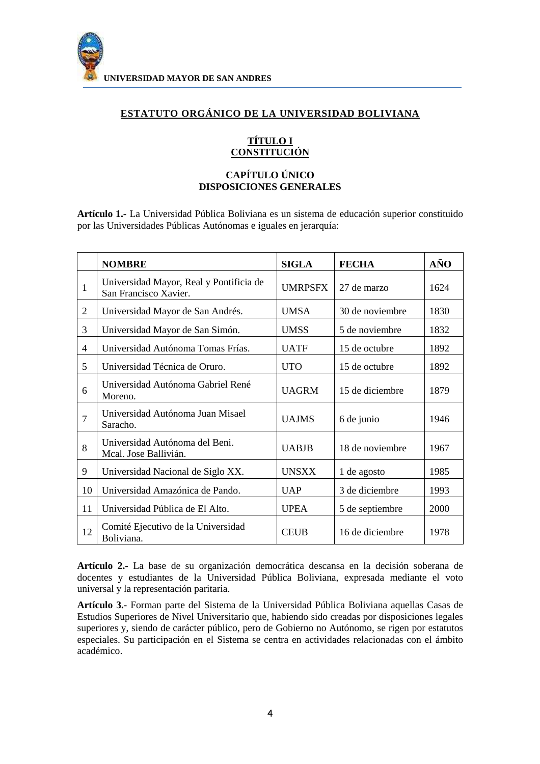# ESTATUTO ORGÁNICO DE LA UNIVERSIDAD BOLIVIANA

## TÍTULO I
## CONSTITUCIÓN

### CAPÍTULO ÚNICO
### DISPOSICIONES GENERALES

**Artículo 1.-** La Universidad Pública Boliviana es un sistema de educación superior constituido por las Universidades Públicas Autónomas e iguales en jerarquía:

| | NOMBRE | SIGLA | FECHA | AÑO |
|---|---|---|---|---|
| 1 | Universidad Mayor, Real y Pontificia de San Francisco Xavier. | UMRPSFX | 27 de marzo | 1624 |
| 2 | Universidad Mayor de San Andrés. | UMSA | 30 de noviembre | 1830 |
| 3 | Universidad Mayor de San Simón. | UMSS | 5 de noviembre | 1832 |
| 4 | Universidad Autónoma Tomas Frías. | UATF | 15 de octubre | 1892 |
| 5 | Universidad Técnica de Oruro. | UTO | 15 de octubre | 1892 |
| 6 | Universidad Autónoma Gabriel René Moreno. | UAGRM | 15 de diciembre | 1879 |
| 7 | Universidad Autónoma Juan Misael Saracho. | UAJMS | 6 de junio | 1946 |
| 8 | Universidad Autónoma del Beni. Mcal. Jose Ballivián. | UABJB | 18 de noviembre | 1967 |
| 9 | Universidad Nacional de Siglo XX. | UNSXX | 1 de agosto | 1985 |
| 10 | Universidad Amazónica de Pando. | UAP | 3 de diciembre | 1993 |
| 11 | Universidad Pública de El Alto. | UPEA | 5 de septiembre | 2000 |
| 12 | Comité Ejecutivo de la Universidad Boliviana. | CEUB | 16 de diciembre | 1978 |

**Artículo 2.-** La base de su organización democrática descansa en la decisión soberana de docentes y estudiantes de la Universidad Pública Boliviana, expresada mediante el voto universal y la representación paritaria.

**Artículo 3.-** Forman parte del Sistema de la Universidad Pública Boliviana aquellas Casas de Estudios Superiores de Nivel Universitario que, habiendo sido creadas por disposiciones legales superiores y, siendo de carácter público, pero de Gobierno no Autónomo, se rigen por estatutos especiales. Su participación en el Sistema se centra en actividades relacionadas con el ámbito académico.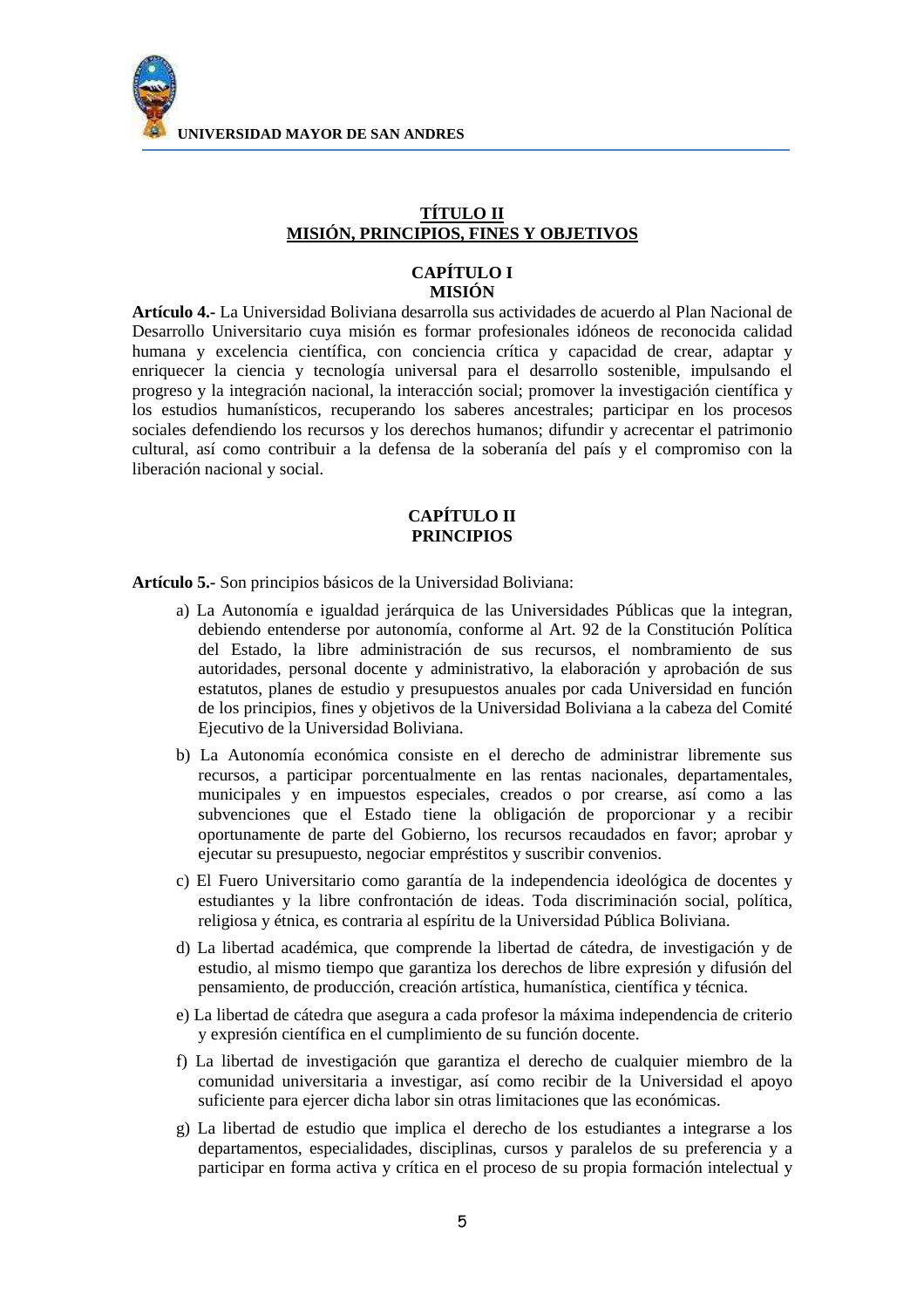## TÍTULO II
## MISIÓN, PRINCIPIOS, FINES Y OBJETIVOS

### CAPÍTULO I
### MISIÓN

**Artículo 4.-** La Universidad Boliviana desarrolla sus actividades de acuerdo al Plan Nacional de Desarrollo Universitario cuya misión es formar profesionales idóneos de reconocida calidad humana y excelencia científica, con conciencia crítica y capacidad de crear, adaptar y enriquecer la ciencia y tecnología universal para el desarrollo sostenible, impulsando el progreso y la integración nacional, la interacción social; promover la investigación científica y los estudios humanísticos, recuperando los saberes ancestrales; participar en los procesos sociales defendiendo los recursos y los derechos humanos; difundir y acrecentar el patrimonio cultural, así como contribuir a la defensa de la soberanía del país y el compromiso con la liberación nacional y social.

### CAPÍTULO II
### PRINCIPIOS

**Artículo 5.-** Son principios básicos de la Universidad Boliviana:

a) La Autonomía e igualdad jerárquica de las Universidades Públicas que la integran, debiendo entenderse por autonomía, conforme al Art. 92 de la Constitución Política del Estado, la libre administración de sus recursos, el nombramiento de sus autoridades, personal docente y administrativo, la elaboración y aprobación de sus estatutos, planes de estudio y presupuestos anuales por cada Universidad en función de los principios, fines y objetivos de la Universidad Boliviana a la cabeza del Comité Ejecutivo de la Universidad Boliviana.

b) La Autonomía económica consiste en el derecho de administrar libremente sus recursos, a participar porcentualmente en las rentas nacionales, departamentales, municipales y en impuestos especiales, creados o por crearse, así como a las subvenciones que el Estado tiene la obligación de proporcionar y a recibir oportunamente de parte del Gobierno, los recursos recaudados en favor; aprobar y ejecutar su presupuesto, negociar empréstitos y suscribir convenios.

c) El Fuero Universitario como garantía de la independencia ideológica de docentes y estudiantes y la libre confrontación de ideas. Toda discriminación social, política, religiosa y étnica, es contraria al espíritu de la Universidad Pública Boliviana.

d) La libertad académica, que comprende la libertad de cátedra, de investigación y de estudio, al mismo tiempo que garantiza los derechos de libre expresión y difusión del pensamiento, de producción, creación artística, humanística, científica y técnica.

e) La libertad de cátedra que asegura a cada profesor la máxima independencia de criterio y expresión científica en el cumplimiento de su función docente.

f) La libertad de investigación que garantiza el derecho de cualquier miembro de la comunidad universitaria a investigar, así como recibir de la Universidad el apoyo suficiente para ejercer dicha labor sin otras limitaciones que las económicas.

g) La libertad de estudio que implica el derecho de los estudiantes a integrarse a los departamentos, especialidades, disciplinas, cursos y paralelos de su preferencia y a participar en forma activa y crítica en el proceso de su propia formación intelectual y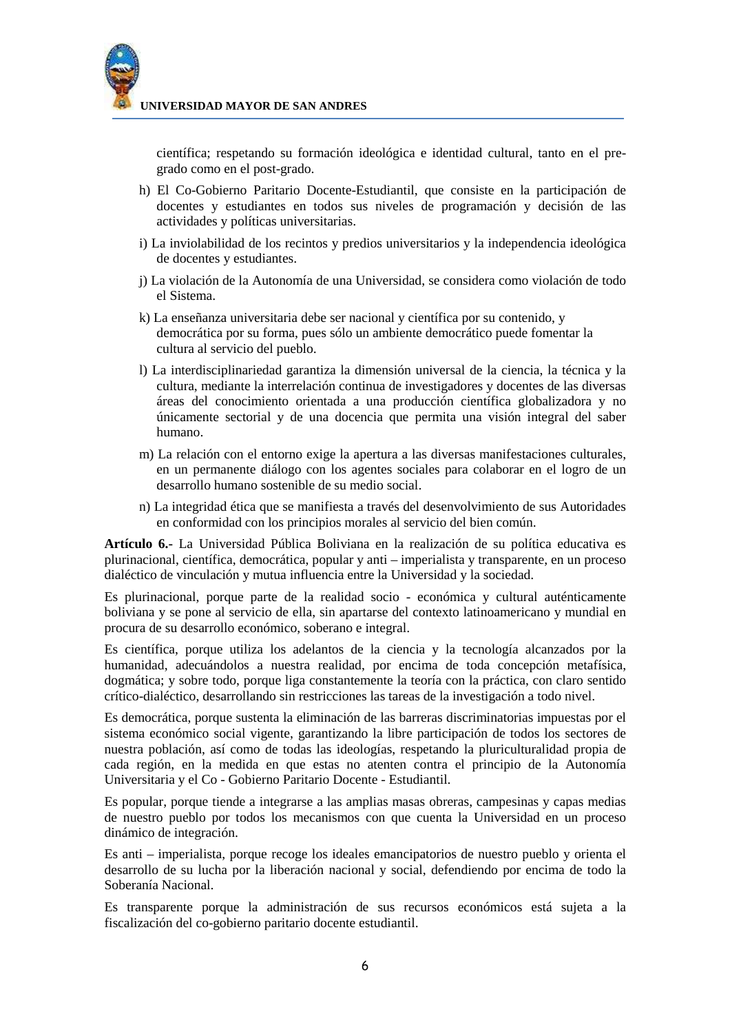científica; respetando su formación ideológica e identidad cultural, tanto en el pre-grado como en el post-grado.

h) El Co-Gobierno Paritario Docente-Estudiantil, que consiste en la participación de docentes y estudiantes en todos sus niveles de programación y decisión de las actividades y políticas universitarias.

i) La inviolabilidad de los recintos y predios universitarios y la independencia ideológica de docentes y estudiantes.

j) La violación de la Autonomía de una Universidad, se considera como violación de todo el Sistema.

k) La enseñanza universitaria debe ser nacional y científica por su contenido, y democrática por su forma, pues sólo un ambiente democrático puede fomentar la cultura al servicio del pueblo.

l) La interdisciplinariedad garantiza la dimensión universal de la ciencia, la técnica y la cultura, mediante la interrelación continua de investigadores y docentes de las diversas áreas del conocimiento orientada a una producción científica globalizadora y no únicamente sectorial y de una docencia que permita una visión integral del saber humano.

m) La relación con el entorno exige la apertura a las diversas manifestaciones culturales, en un permanente diálogo con los agentes sociales para colaborar en el logro de un desarrollo humano sostenible de su medio social.

n) La integridad ética que se manifiesta a través del desenvolvimiento de sus Autoridades en conformidad con los principios morales al servicio del bien común.

**Artículo 6.-** La Universidad Pública Boliviana en la realización de su política educativa es plurinacional, científica, democrática, popular y anti – imperialista y transparente, en un proceso dialéctico de vinculación y mutua influencia entre la Universidad y la sociedad.

Es plurinacional, porque parte de la realidad socio - económica y cultural auténticamente boliviana y se pone al servicio de ella, sin apartarse del contexto latinoamericano y mundial en procura de su desarrollo económico, soberano e integral.

Es científica, porque utiliza los adelantos de la ciencia y la tecnología alcanzados por la humanidad, adecuándolos a nuestra realidad, por encima de toda concepción metafísica, dogmática; y sobre todo, porque liga constantemente la teoría con la práctica, con claro sentido crítico-dialéctico, desarrollando sin restricciones las tareas de la investigación a todo nivel.

Es democrática, porque sustenta la eliminación de las barreras discriminatorias impuestas por el sistema económico social vigente, garantizando la libre participación de todos los sectores de nuestra población, así como de todas las ideologías, respetando la pluriculturalidad propia de cada región, en la medida en que estas no atenten contra el principio de la Autonomía Universitaria y el Co - Gobierno Paritario Docente - Estudiantil.

Es popular, porque tiende a integrarse a las amplias masas obreras, campesinas y capas medias de nuestro pueblo por todos los mecanismos con que cuenta la Universidad en un proceso dinámico de integración.

Es anti – imperialista, porque recoge los ideales emancipatorios de nuestro pueblo y orienta el desarrollo de su lucha por la liberación nacional y social, defendiendo por encima de todo la Soberanía Nacional.

Es transparente porque la administración de sus recursos económicos está sujeta a la fiscalización del co-gobierno paritario docente estudiantil.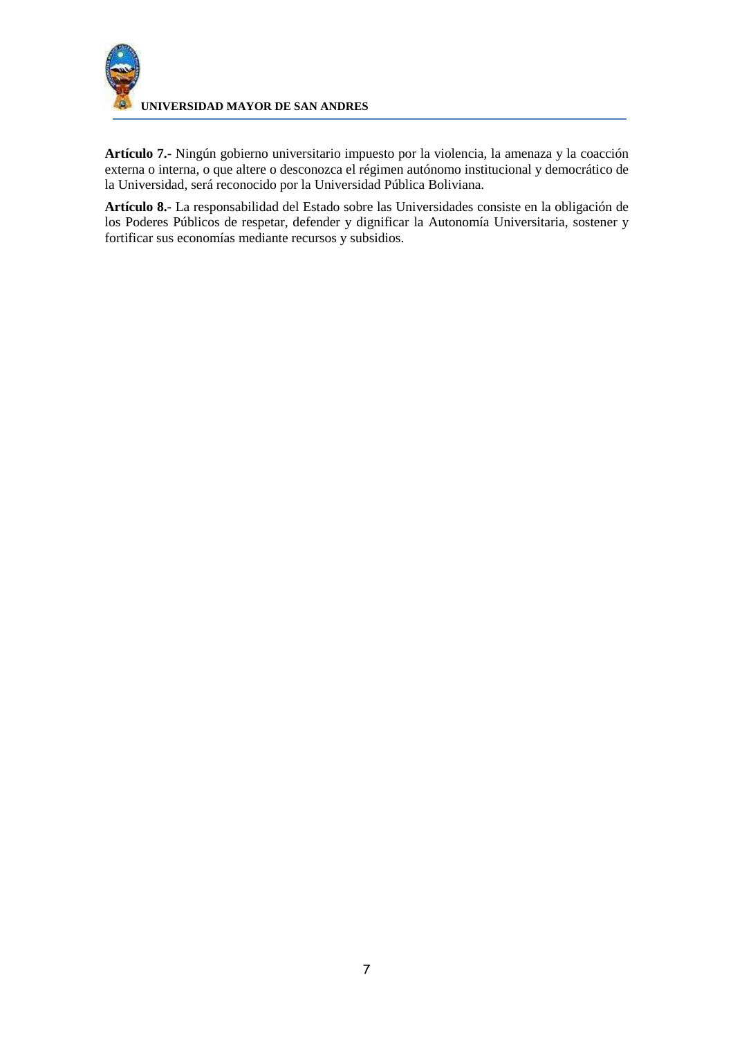**Artículo 7.-** Ningún gobierno universitario impuesto por la violencia, la amenaza y la coacción externa o interna, o que altere o desconozca el régimen autónomo institucional y democrático de la Universidad, será reconocido por la Universidad Pública Boliviana.

**Artículo 8.-** La responsabilidad del Estado sobre las Universidades consiste en la obligación de los Poderes Públicos de respetar, defender y dignificar la Autonomía Universitaria, sostener y fortificar sus economías mediante recursos y subsidios.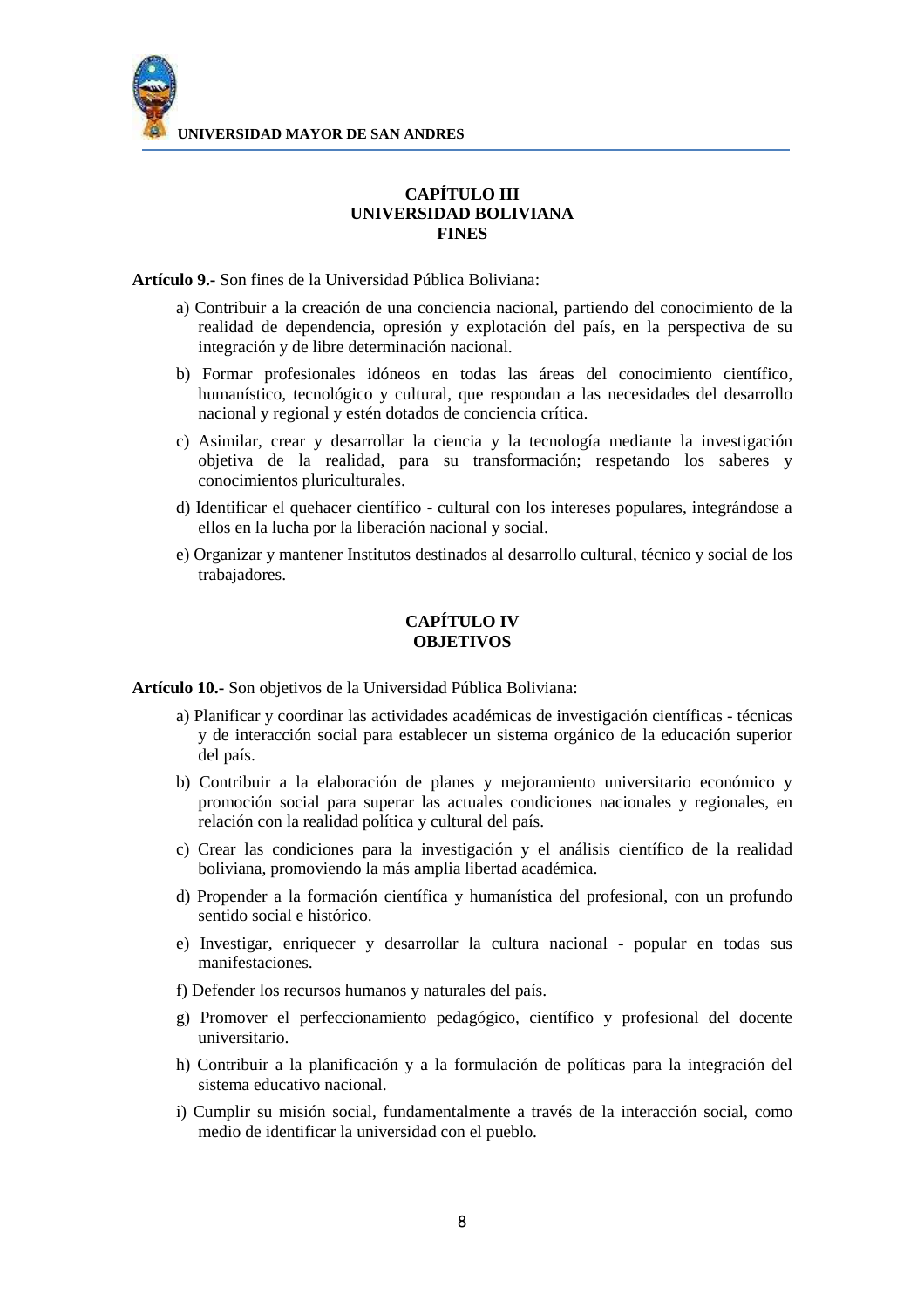## CAPÍTULO III
## UNIVERSIDAD BOLIVIANA
## FINES

**Artículo 9.-** Son fines de la Universidad Pública Boliviana:

a) Contribuir a la creación de una conciencia nacional, partiendo del conocimiento de la realidad de dependencia, opresión y explotación del país, en la perspectiva de su integración y de libre determinación nacional.

b) Formar profesionales idóneos en todas las áreas del conocimiento científico, humanístico, tecnológico y cultural, que respondan a las necesidades del desarrollo nacional y regional y estén dotados de conciencia crítica.

c) Asimilar, crear y desarrollar la ciencia y la tecnología mediante la investigación objetiva de la realidad, para su transformación; respetando los saberes y conocimientos pluriculturales.

d) Identificar el quehacer científico - cultural con los intereses populares, integrándose a ellos en la lucha por la liberación nacional y social.

e) Organizar y mantener Institutos destinados al desarrollo cultural, técnico y social de los trabajadores.

## CAPÍTULO IV
## OBJETIVOS

**Artículo 10.-** Son objetivos de la Universidad Pública Boliviana:

a) Planificar y coordinar las actividades académicas de investigación científicas - técnicas y de interacción social para establecer un sistema orgánico de la educación superior del país.

b) Contribuir a la elaboración de planes y mejoramiento universitario económico y promoción social para superar las actuales condiciones nacionales y regionales, en relación con la realidad política y cultural del país.

c) Crear las condiciones para la investigación y el análisis científico de la realidad boliviana, promoviendo la más amplia libertad académica.

d) Propender a la formación científica y humanística del profesional, con un profundo sentido social e histórico.

e) Investigar, enriquecer y desarrollar la cultura nacional - popular en todas sus manifestaciones.

f) Defender los recursos humanos y naturales del país.

g) Promover el perfeccionamiento pedagógico, científico y profesional del docente universitario.

h) Contribuir a la planificación y a la formulación de políticas para la integración del sistema educativo nacional.

i) Cumplir su misión social, fundamentalmente a través de la interacción social, como medio de identificar la universidad con el pueblo.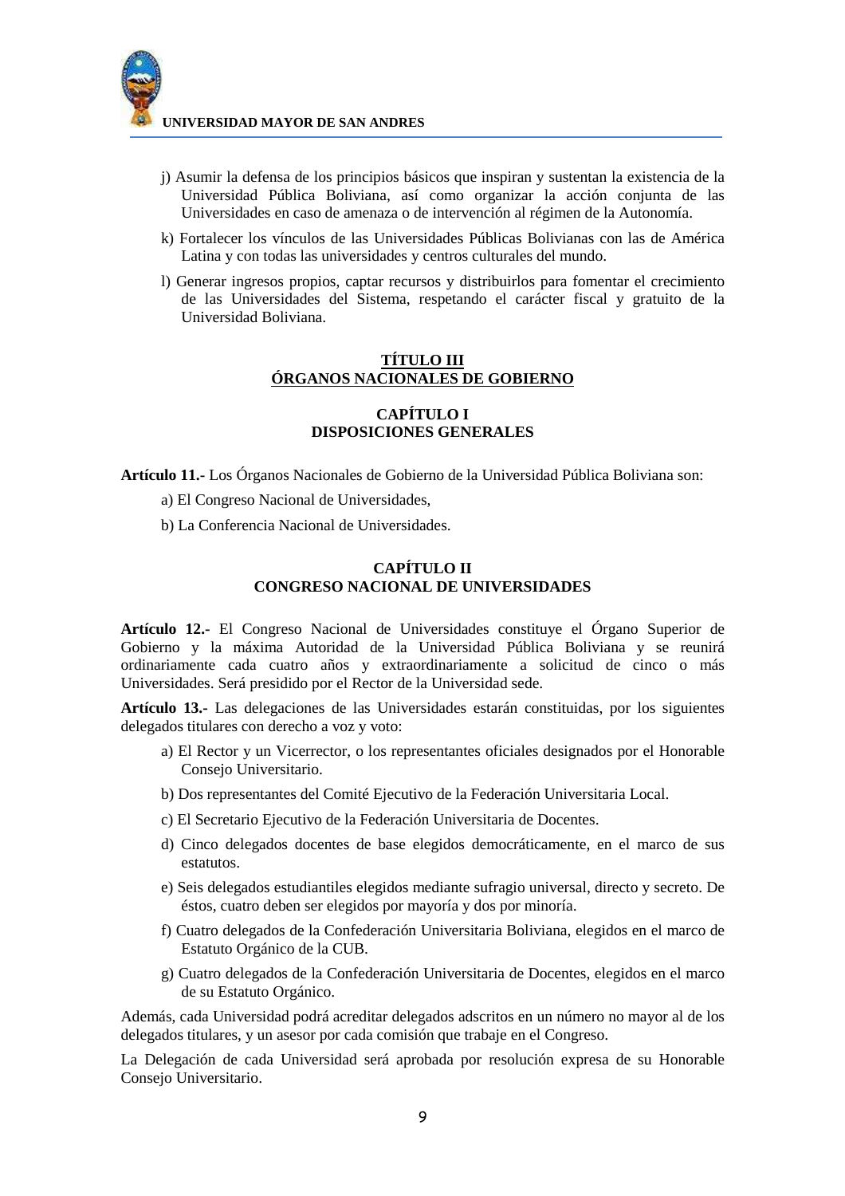j) Asumir la defensa de los principios básicos que inspiran y sustentan la existencia de la Universidad Pública Boliviana, así como organizar la acción conjunta de las Universidades en caso de amenaza o de intervención al régimen de la Autonomía.

k) Fortalecer los vínculos de las Universidades Públicas Bolivianas con las de América Latina y con todas las universidades y centros culturales del mundo.

l) Generar ingresos propios, captar recursos y distribuirlos para fomentar el crecimiento de las Universidades del Sistema, respetando el carácter fiscal y gratuito de la Universidad Boliviana.

## TÍTULO III
## ÓRGANOS NACIONALES DE GOBIERNO

### CAPÍTULO I
### DISPOSICIONES GENERALES

**Artículo 11.-** Los Órganos Nacionales de Gobierno de la Universidad Pública Boliviana son:

a) El Congreso Nacional de Universidades,

b) La Conferencia Nacional de Universidades.

### CAPÍTULO II
### CONGRESO NACIONAL DE UNIVERSIDADES

**Artículo 12.-** El Congreso Nacional de Universidades constituye el Órgano Superior de Gobierno y la máxima Autoridad de la Universidad Pública Boliviana y se reunirá ordinariamente cada cuatro años y extraordinariamente a solicitud de cinco o más Universidades. Será presidido por el Rector de la Universidad sede.

**Artículo 13.-** Las delegaciones de las Universidades estarán constituidas, por los siguientes delegados titulares con derecho a voz y voto:

a) El Rector y un Vicerrector, o los representantes oficiales designados por el Honorable Consejo Universitario.

b) Dos representantes del Comité Ejecutivo de la Federación Universitaria Local.

c) El Secretario Ejecutivo de la Federación Universitaria de Docentes.

d) Cinco delegados docentes de base elegidos democráticamente, en el marco de sus estatutos.

e) Seis delegados estudiantiles elegidos mediante sufragio universal, directo y secreto. De éstos, cuatro deben ser elegidos por mayoría y dos por minoría.

f) Cuatro delegados de la Confederación Universitaria Boliviana, elegidos en el marco de Estatuto Orgánico de la CUB.

g) Cuatro delegados de la Confederación Universitaria de Docentes, elegidos en el marco de su Estatuto Orgánico.

Además, cada Universidad podrá acreditar delegados adscritos en un número no mayor al de los delegados titulares, y un asesor por cada comisión que trabaje en el Congreso.

La Delegación de cada Universidad será aprobada por resolución expresa de su Honorable Consejo Universitario.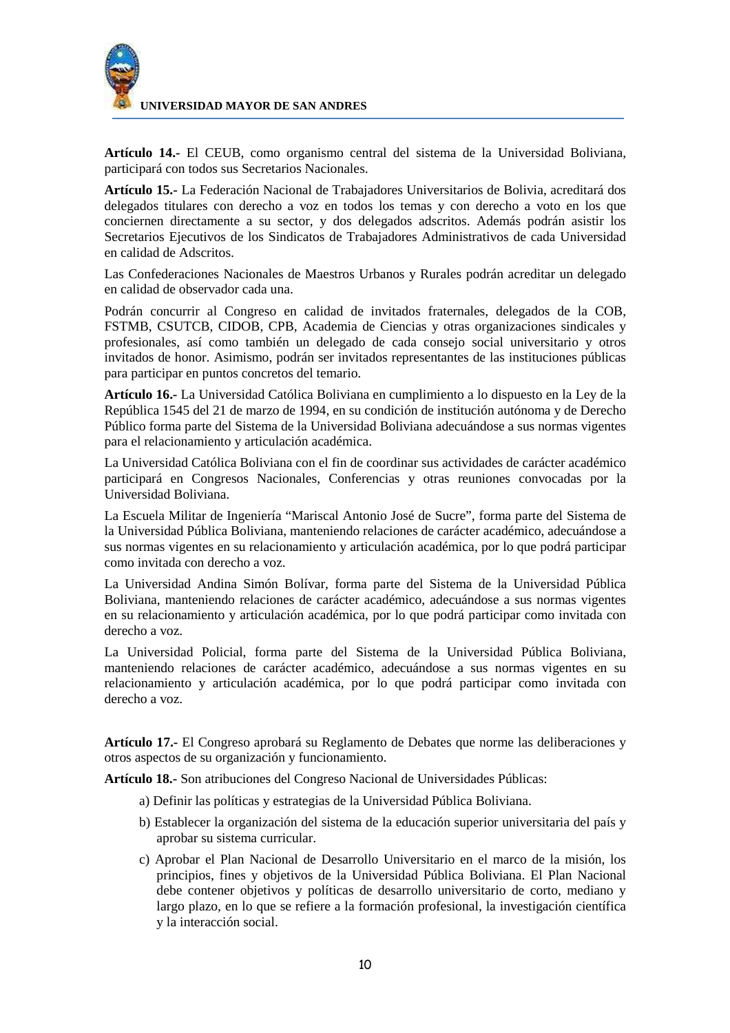**Artículo 14.-** El CEUB, como organismo central del sistema de la Universidad Boliviana, participará con todos sus Secretarios Nacionales.

**Artículo 15.-** La Federación Nacional de Trabajadores Universitarios de Bolivia, acreditará dos delegados titulares con derecho a voz en todos los temas y con derecho a voto en los que conciernen directamente a su sector, y dos delegados adscritos. Además podrán asistir los Secretarios Ejecutivos de los Sindicatos de Trabajadores Administrativos de cada Universidad en calidad de Adscritos.

Las Confederaciones Nacionales de Maestros Urbanos y Rurales podrán acreditar un delegado en calidad de observador cada una.

Podrán concurrir al Congreso en calidad de invitados fraternales, delegados de la COB, FSTMB, CSUTCB, CIDOB, CPB, Academia de Ciencias y otras organizaciones sindicales y profesionales, así como también un delegado de cada consejo social universitario y otros invitados de honor. Asimismo, podrán ser invitados representantes de las instituciones públicas para participar en puntos concretos del temario.

**Artículo 16.-** La Universidad Católica Boliviana en cumplimiento a lo dispuesto en la Ley de la República 1545 del 21 de marzo de 1994, en su condición de institución autónoma y de Derecho Público forma parte del Sistema de la Universidad Boliviana adecuándose a sus normas vigentes para el relacionamiento y articulación académica.

La Universidad Católica Boliviana con el fin de coordinar sus actividades de carácter académico participará en Congresos Nacionales, Conferencias y otras reuniones convocadas por la Universidad Boliviana.

La Escuela Militar de Ingeniería "Mariscal Antonio José de Sucre", forma parte del Sistema de la Universidad Pública Boliviana, manteniendo relaciones de carácter académico, adecuándose a sus normas vigentes en su relacionamiento y articulación académica, por lo que podrá participar como invitada con derecho a voz.

La Universidad Andina Simón Bolívar, forma parte del Sistema de la Universidad Pública Boliviana, manteniendo relaciones de carácter académico, adecuándose a sus normas vigentes en su relacionamiento y articulación académica, por lo que podrá participar como invitada con derecho a voz.

La Universidad Policial, forma parte del Sistema de la Universidad Pública Boliviana, manteniendo relaciones de carácter académico, adecuándose a sus normas vigentes en su relacionamiento y articulación académica, por lo que podrá participar como invitada con derecho a voz.

**Artículo 17.-** El Congreso aprobará su Reglamento de Debates que norme las deliberaciones y otros aspectos de su organización y funcionamiento.

**Artículo 18.-** Son atribuciones del Congreso Nacional de Universidades Públicas:

a) Definir las políticas y estrategias de la Universidad Pública Boliviana.

b) Establecer la organización del sistema de la educación superior universitaria del país y aprobar su sistema curricular.

c) Aprobar el Plan Nacional de Desarrollo Universitario en el marco de la misión, los principios, fines y objetivos de la Universidad Pública Boliviana. El Plan Nacional debe contener objetivos y políticas de desarrollo universitario de corto, mediano y largo plazo, en lo que se refiere a la formación profesional, la investigación científica y la interacción social.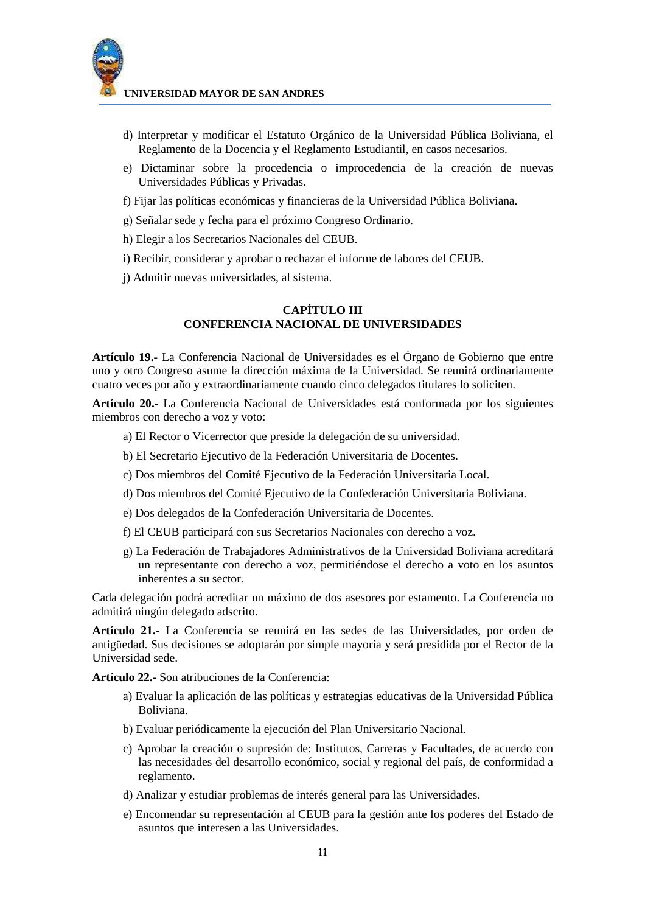d) Interpretar y modificar el Estatuto Orgánico de la Universidad Pública Boliviana, el Reglamento de la Docencia y el Reglamento Estudiantil, en casos necesarios.

e) Dictaminar sobre la procedencia o improcedencia de la creación de nuevas Universidades Públicas y Privadas.

f) Fijar las políticas económicas y financieras de la Universidad Pública Boliviana.

g) Señalar sede y fecha para el próximo Congreso Ordinario.

h) Elegir a los Secretarios Nacionales del CEUB.

i) Recibir, considerar y aprobar o rechazar el informe de labores del CEUB.

j) Admitir nuevas universidades, al sistema.

## CAPÍTULO III
## CONFERENCIA NACIONAL DE UNIVERSIDADES

**Artículo 19.-** La Conferencia Nacional de Universidades es el Órgano de Gobierno que entre uno y otro Congreso asume la dirección máxima de la Universidad. Se reunirá ordinariamente cuatro veces por año y extraordinariamente cuando cinco delegados titulares lo soliciten.

**Artículo 20.-** La Conferencia Nacional de Universidades está conformada por los siguientes miembros con derecho a voz y voto:

a) El Rector o Vicerrector que preside la delegación de su universidad.

b) El Secretario Ejecutivo de la Federación Universitaria de Docentes.

c) Dos miembros del Comité Ejecutivo de la Federación Universitaria Local.

d) Dos miembros del Comité Ejecutivo de la Confederación Universitaria Boliviana.

e) Dos delegados de la Confederación Universitaria de Docentes.

f) El CEUB participará con sus Secretarios Nacionales con derecho a voz.

g) La Federación de Trabajadores Administrativos de la Universidad Boliviana acreditará un representante con derecho a voz, permitiéndose el derecho a voto en los asuntos inherentes a su sector.

Cada delegación podrá acreditar un máximo de dos asesores por estamento. La Conferencia no admitirá ningún delegado adscrito.

**Artículo 21.-** La Conferencia se reunirá en las sedes de las Universidades, por orden de antigüedad. Sus decisiones se adoptarán por simple mayoría y será presidida por el Rector de la Universidad sede.

**Artículo 22.-** Son atribuciones de la Conferencia:

a) Evaluar la aplicación de las políticas y estrategias educativas de la Universidad Pública Boliviana.

b) Evaluar periódicamente la ejecución del Plan Universitario Nacional.

c) Aprobar la creación o supresión de: Institutos, Carreras y Facultades, de acuerdo con las necesidades del desarrollo económico, social y regional del país, de conformidad a reglamento.

d) Analizar y estudiar problemas de interés general para las Universidades.

e) Encomendar su representación al CEUB para la gestión ante los poderes del Estado de asuntos que interesen a las Universidades.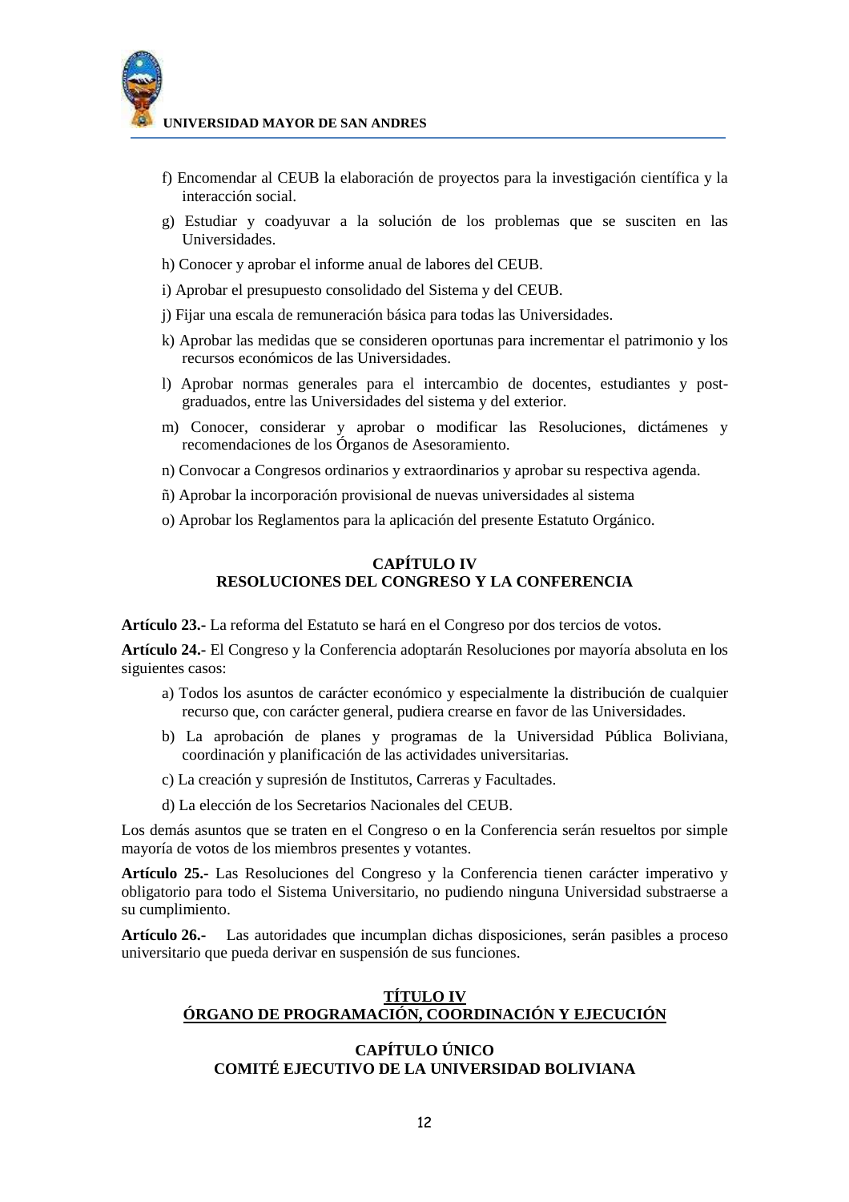f) Encomendar al CEUB la elaboración de proyectos para la investigación científica y la interacción social.

g) Estudiar y coadyuvar a la solución de los problemas que se susciten en las Universidades.

h) Conocer y aprobar el informe anual de labores del CEUB.

i) Aprobar el presupuesto consolidado del Sistema y del CEUB.

j) Fijar una escala de remuneración básica para todas las Universidades.

k) Aprobar las medidas que se consideren oportunas para incrementar el patrimonio y los recursos económicos de las Universidades.

l) Aprobar normas generales para el intercambio de docentes, estudiantes y post-graduados, entre las Universidades del sistema y del exterior.

m) Conocer, considerar y aprobar o modificar las Resoluciones, dictámenes y recomendaciones de los Órganos de Asesoramiento.

n) Convocar a Congresos ordinarios y extraordinarios y aprobar su respectiva agenda.

ñ) Aprobar la incorporación provisional de nuevas universidades al sistema

o) Aprobar los Reglamentos para la aplicación del presente Estatuto Orgánico.

### CAPÍTULO IV
### RESOLUCIONES DEL CONGRESO Y LA CONFERENCIA

**Artículo 23.-** La reforma del Estatuto se hará en el Congreso por dos tercios de votos.

**Artículo 24.-** El Congreso y la Conferencia adoptarán Resoluciones por mayoría absoluta en los siguientes casos:

a) Todos los asuntos de carácter económico y especialmente la distribución de cualquier recurso que, con carácter general, pudiera crearse en favor de las Universidades.

b) La aprobación de planes y programas de la Universidad Pública Boliviana, coordinación y planificación de las actividades universitarias.

c) La creación y supresión de Institutos, Carreras y Facultades.

d) La elección de los Secretarios Nacionales del CEUB.

Los demás asuntos que se traten en el Congreso o en la Conferencia serán resueltos por simple mayoría de votos de los miembros presentes y votantes.

**Artículo 25.-** Las Resoluciones del Congreso y la Conferencia tienen carácter imperativo y obligatorio para todo el Sistema Universitario, no pudiendo ninguna Universidad substraerse a su cumplimiento.

**Artículo 26.-** Las autoridades que incumplan dichas disposiciones, serán pasibles a proceso universitario que pueda derivar en suspensión de sus funciones.

## TÍTULO IV
## ÓRGANO DE PROGRAMACIÓN, COORDINACIÓN Y EJECUCIÓN

### CAPÍTULO ÚNICO
### COMITÉ EJECUTIVO DE LA UNIVERSIDAD BOLIVIANA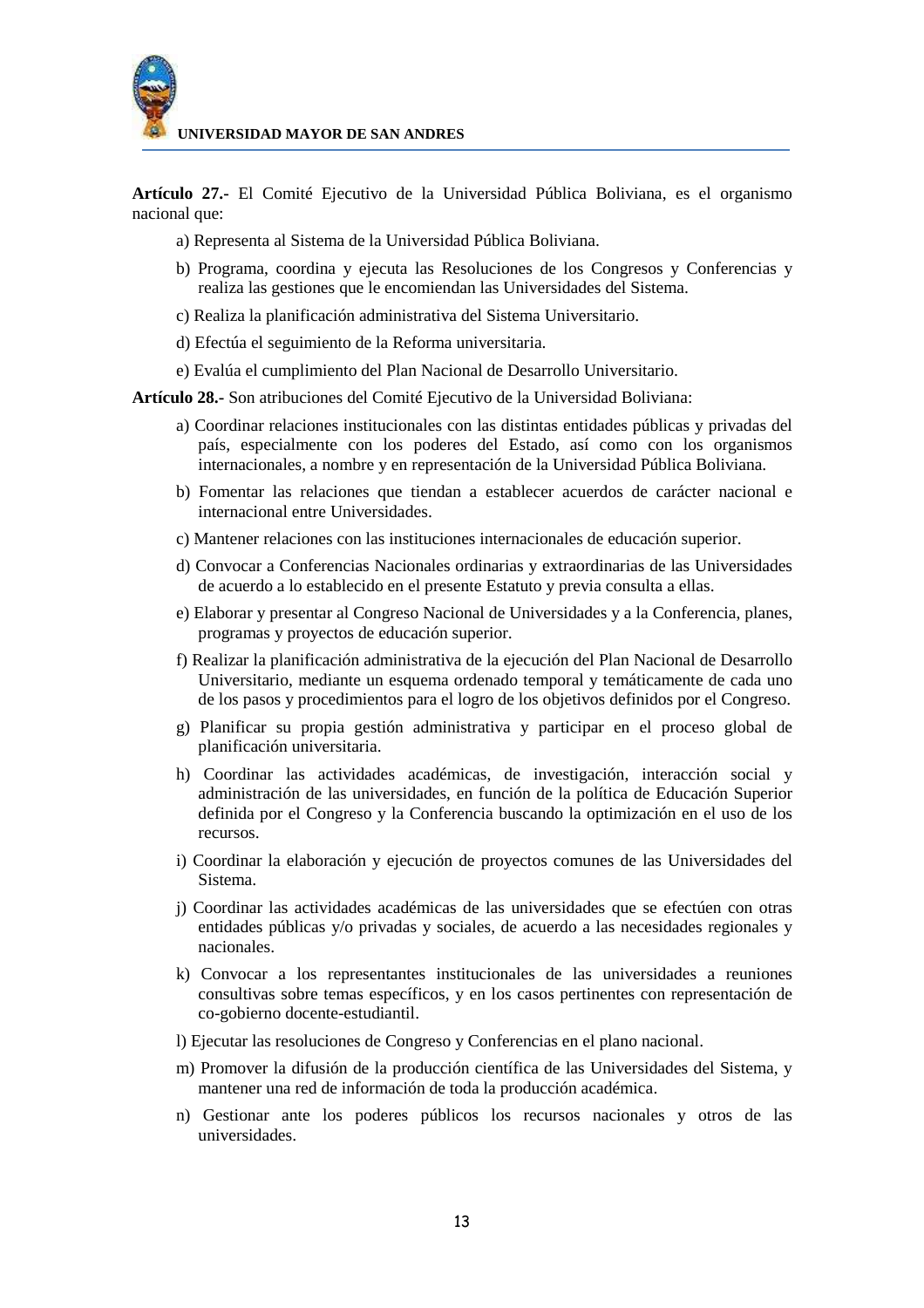**Artículo 27.-** El Comité Ejecutivo de la Universidad Pública Boliviana, es el organismo nacional que:

a) Representa al Sistema de la Universidad Pública Boliviana.

b) Programa, coordina y ejecuta las Resoluciones de los Congresos y Conferencias y realiza las gestiones que le encomiendan las Universidades del Sistema.

c) Realiza la planificación administrativa del Sistema Universitario.

d) Efectúa el seguimiento de la Reforma universitaria.

e) Evalúa el cumplimiento del Plan Nacional de Desarrollo Universitario.

**Artículo 28.-** Son atribuciones del Comité Ejecutivo de la Universidad Boliviana:

a) Coordinar relaciones institucionales con las distintas entidades públicas y privadas del país, especialmente con los poderes del Estado, así como con los organismos internacionales, a nombre y en representación de la Universidad Pública Boliviana.

b) Fomentar las relaciones que tiendan a establecer acuerdos de carácter nacional e internacional entre Universidades.

c) Mantener relaciones con las instituciones internacionales de educación superior.

d) Convocar a Conferencias Nacionales ordinarias y extraordinarias de las Universidades de acuerdo a lo establecido en el presente Estatuto y previa consulta a ellas.

e) Elaborar y presentar al Congreso Nacional de Universidades y a la Conferencia, planes, programas y proyectos de educación superior.

f) Realizar la planificación administrativa de la ejecución del Plan Nacional de Desarrollo Universitario, mediante un esquema ordenado temporal y temáticamente de cada uno de los pasos y procedimientos para el logro de los objetivos definidos por el Congreso.

g) Planificar su propia gestión administrativa y participar en el proceso global de planificación universitaria.

h) Coordinar las actividades académicas, de investigación, interacción social y administración de las universidades, en función de la política de Educación Superior definida por el Congreso y la Conferencia buscando la optimización en el uso de los recursos.

i) Coordinar la elaboración y ejecución de proyectos comunes de las Universidades del Sistema.

j) Coordinar las actividades académicas de las universidades que se efectúen con otras entidades públicas y/o privadas y sociales, de acuerdo a las necesidades regionales y nacionales.

k) Convocar a los representantes institucionales de las universidades a reuniones consultivas sobre temas específicos, y en los casos pertinentes con representación de co-gobierno docente-estudiantil.

l) Ejecutar las resoluciones de Congreso y Conferencias en el plano nacional.

m) Promover la difusión de la producción científica de las Universidades del Sistema, y mantener una red de información de toda la producción académica.

n) Gestionar ante los poderes públicos los recursos nacionales y otros de las universidades.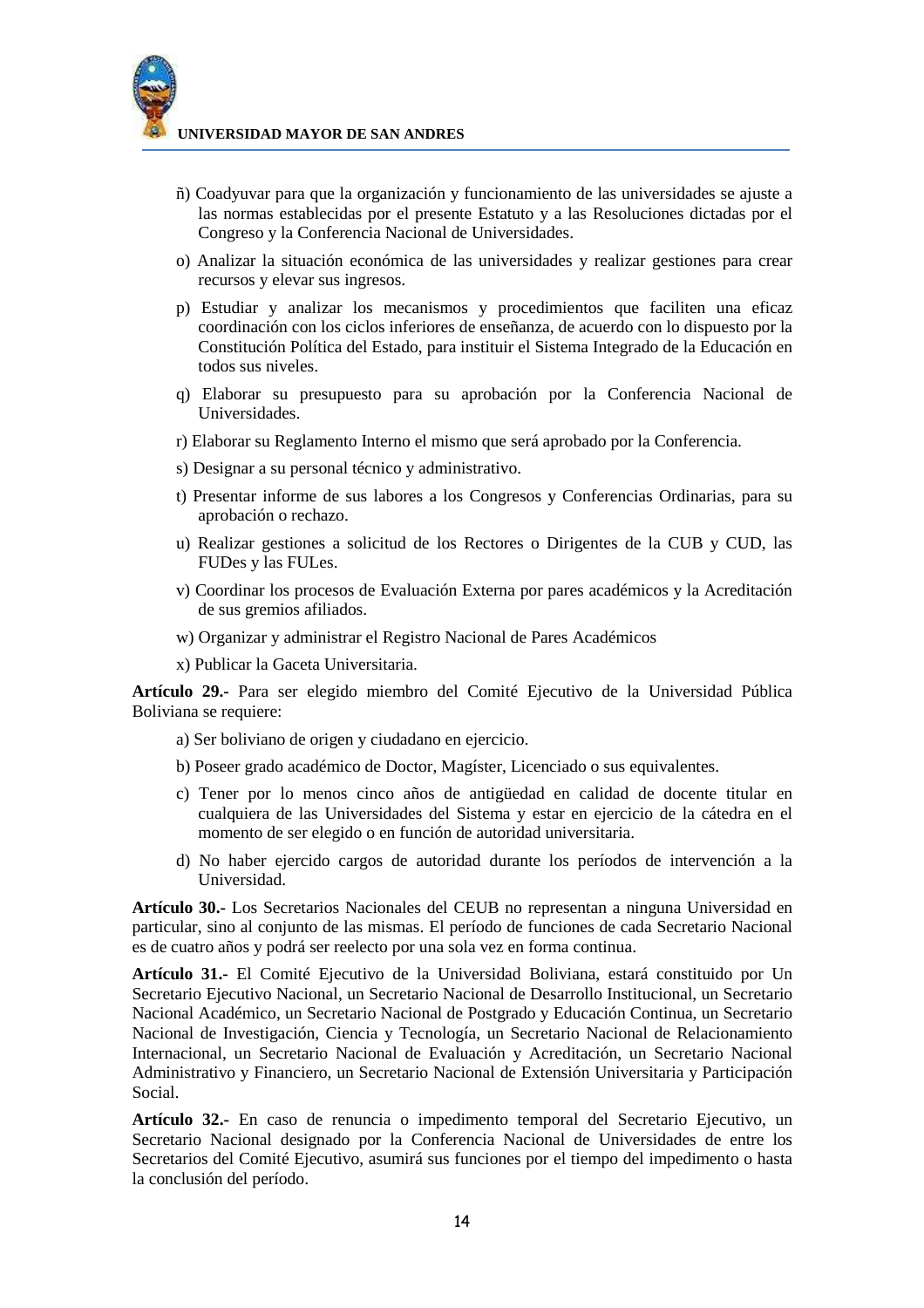ñ) Coadyuvar para que la organización y funcionamiento de las universidades se ajuste a las normas establecidas por el presente Estatuto y a las Resoluciones dictadas por el Congreso y la Conferencia Nacional de Universidades.

o) Analizar la situación económica de las universidades y realizar gestiones para crear recursos y elevar sus ingresos.

p) Estudiar y analizar los mecanismos y procedimientos que faciliten una eficaz coordinación con los ciclos inferiores de enseñanza, de acuerdo con lo dispuesto por la Constitución Política del Estado, para instituir el Sistema Integrado de la Educación en todos sus niveles.

q) Elaborar su presupuesto para su aprobación por la Conferencia Nacional de Universidades.

r) Elaborar su Reglamento Interno el mismo que será aprobado por la Conferencia.

s) Designar a su personal técnico y administrativo.

t) Presentar informe de sus labores a los Congresos y Conferencias Ordinarias, para su aprobación o rechazo.

u) Realizar gestiones a solicitud de los Rectores o Dirigentes de la CUB y CUD, las FUDes y las FULes.

v) Coordinar los procesos de Evaluación Externa por pares académicos y la Acreditación de sus gremios afiliados.

w) Organizar y administrar el Registro Nacional de Pares Académicos

x) Publicar la Gaceta Universitaria.

**Artículo 29.-** Para ser elegido miembro del Comité Ejecutivo de la Universidad Pública Boliviana se requiere:

a) Ser boliviano de origen y ciudadano en ejercicio.

b) Poseer grado académico de Doctor, Magíster, Licenciado o sus equivalentes.

c) Tener por lo menos cinco años de antigüedad en calidad de docente titular en cualquiera de las Universidades del Sistema y estar en ejercicio de la cátedra en el momento de ser elegido o en función de autoridad universitaria.

d) No haber ejercido cargos de autoridad durante los períodos de intervención a la Universidad.

**Artículo 30.-** Los Secretarios Nacionales del CEUB no representan a ninguna Universidad en particular, sino al conjunto de las mismas. El período de funciones de cada Secretario Nacional es de cuatro años y podrá ser reelecto por una sola vez en forma continua.

**Artículo 31.-** El Comité Ejecutivo de la Universidad Boliviana, estará constituido por Un Secretario Ejecutivo Nacional, un Secretario Nacional de Desarrollo Institucional, un Secretario Nacional Académico, un Secretario Nacional de Postgrado y Educación Continua, un Secretario Nacional de Investigación, Ciencia y Tecnología, un Secretario Nacional de Relacionamiento Internacional, un Secretario Nacional de Evaluación y Acreditación, un Secretario Nacional Administrativo y Financiero, un Secretario Nacional de Extensión Universitaria y Participación Social.

**Artículo 32.-** En caso de renuncia o impedimento temporal del Secretario Ejecutivo, un Secretario Nacional designado por la Conferencia Nacional de Universidades de entre los Secretarios del Comité Ejecutivo, asumirá sus funciones por el tiempo del impedimento o hasta la conclusión del período.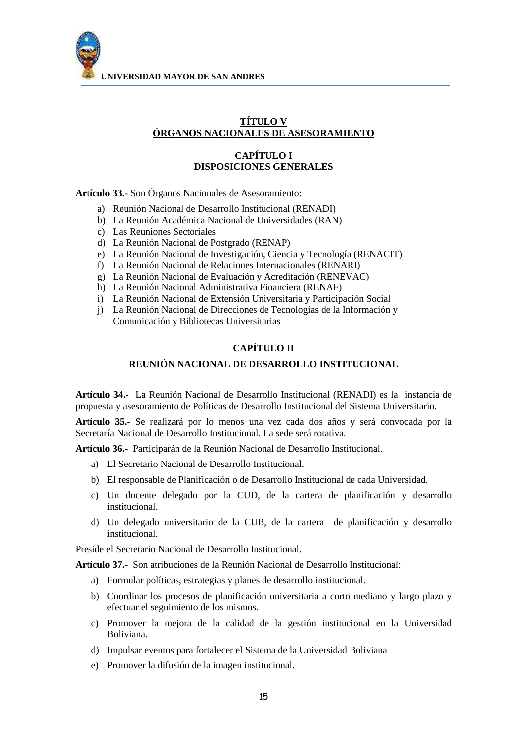# TÍTULO V
# ÓRGANOS NACIONALES DE ASESORAMIENTO

## CAPÍTULO I
## DISPOSICIONES GENERALES

**Artículo 33.-** Son Órganos Nacionales de Asesoramiento:

a) Reunión Nacional de Desarrollo Institucional (RENADI)
b) La Reunión Académica Nacional de Universidades (RAN)
c) Las Reuniones Sectoriales
d) La Reunión Nacional de Postgrado (RENAP)
e) La Reunión Nacional de Investigación, Ciencia y Tecnología (RENACIT)
f) La Reunión Nacional de Relaciones Internacionales (RENARI)
g) La Reunión Nacional de Evaluación y Acreditación (RENEVAC)
h) La Reunión Nacional Administrativa Financiera (RENAF)
i) La Reunión Nacional de Extensión Universitaria y Participación Social
j) La Reunión Nacional de Direcciones de Tecnologías de la Información y Comunicación y Bibliotecas Universitarias

## CAPÍTULO II

## REUNIÓN NACIONAL DE DESARROLLO INSTITUCIONAL

**Artículo 34.-** La Reunión Nacional de Desarrollo Institucional (RENADI) es la instancia de propuesta y asesoramiento de Políticas de Desarrollo Institucional del Sistema Universitario.

**Artículo 35.-** Se realizará por lo menos una vez cada dos años y será convocada por la Secretaría Nacional de Desarrollo Institucional. La sede será rotativa.

**Artículo 36.-** Participarán de la Reunión Nacional de Desarrollo Institucional.

a) El Secretario Nacional de Desarrollo Institucional.
b) El responsable de Planificación o de Desarrollo Institucional de cada Universidad.
c) Un docente delegado por la CUD, de la cartera de planificación y desarrollo institucional.
d) Un delegado universitario de la CUB, de la cartera de planificación y desarrollo institucional.

Preside el Secretario Nacional de Desarrollo Institucional.

**Artículo 37.-** Son atribuciones de la Reunión Nacional de Desarrollo Institucional:

a) Formular políticas, estrategias y planes de desarrollo institucional.
b) Coordinar los procesos de planificación universitaria a corto mediano y largo plazo y efectuar el seguimiento de los mismos.
c) Promover la mejora de la calidad de la gestión institucional en la Universidad Boliviana.
d) Impulsar eventos para fortalecer el Sistema de la Universidad Boliviana
e) Promover la difusión de la imagen institucional.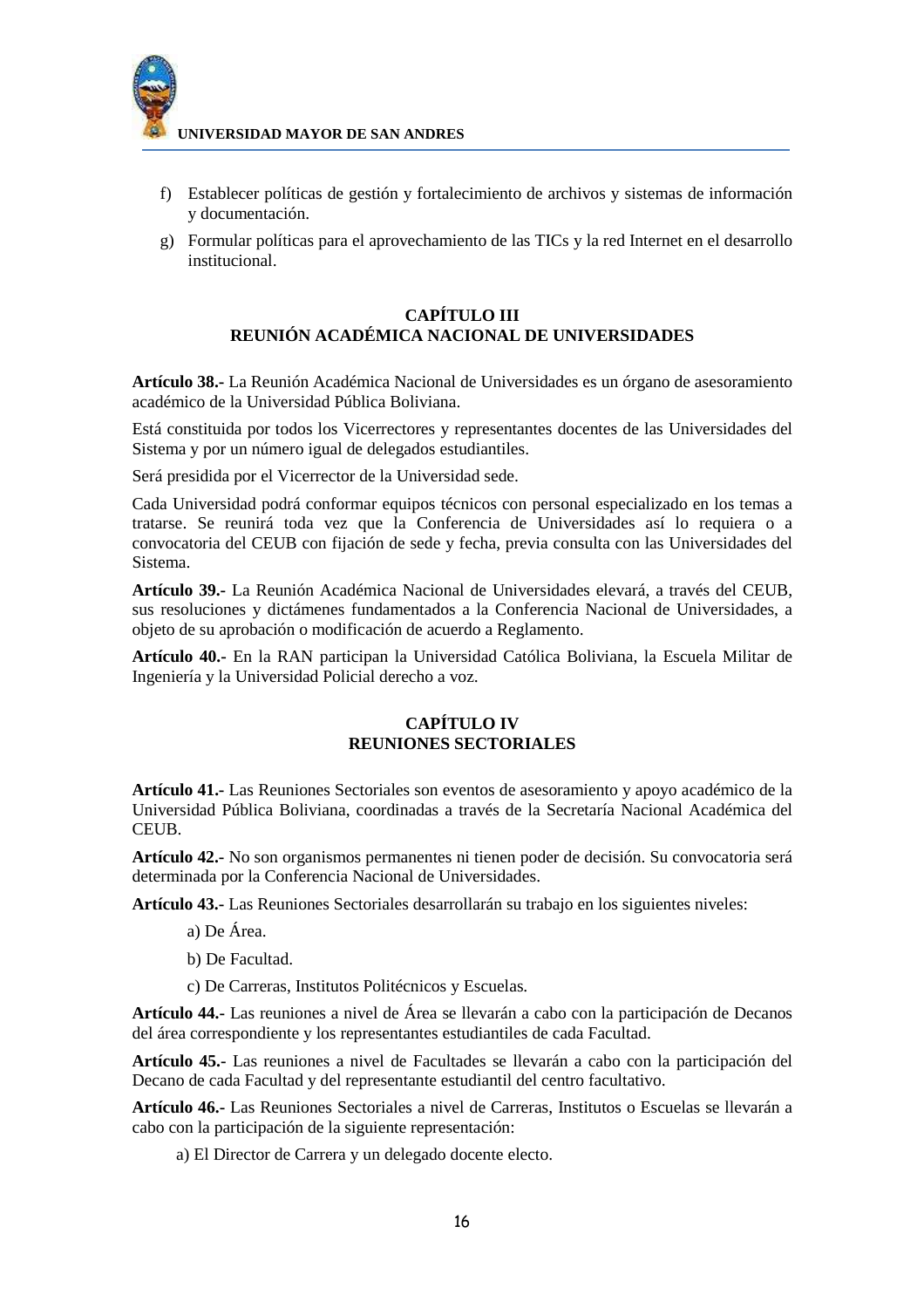f) Establecer políticas de gestión y fortalecimiento de archivos y sistemas de información y documentación.

g) Formular políticas para el aprovechamiento de las TICs y la red Internet en el desarrollo institucional.

## CAPÍTULO III
## REUNIÓN ACADÉMICA NACIONAL DE UNIVERSIDADES

**Artículo 38.-** La Reunión Académica Nacional de Universidades es un órgano de asesoramiento académico de la Universidad Pública Boliviana.

Está constituida por todos los Vicerrectores y representantes docentes de las Universidades del Sistema y por un número igual de delegados estudiantiles.

Será presidida por el Vicerrector de la Universidad sede.

Cada Universidad podrá conformar equipos técnicos con personal especializado en los temas a tratarse. Se reunirá toda vez que la Conferencia de Universidades así lo requiera o a convocatoria del CEUB con fijación de sede y fecha, previa consulta con las Universidades del Sistema.

**Artículo 39.-** La Reunión Académica Nacional de Universidades elevará, a través del CEUB, sus resoluciones y dictámenes fundamentados a la Conferencia Nacional de Universidades, a objeto de su aprobación o modificación de acuerdo a Reglamento.

**Artículo 40.-** En la RAN participan la Universidad Católica Boliviana, la Escuela Militar de Ingeniería y la Universidad Policial derecho a voz.

## CAPÍTULO IV
## REUNIONES SECTORIALES

**Artículo 41.-** Las Reuniones Sectoriales son eventos de asesoramiento y apoyo académico de la Universidad Pública Boliviana, coordinadas a través de la Secretaría Nacional Académica del CEUB.

**Artículo 42.-** No son organismos permanentes ni tienen poder de decisión. Su convocatoria será determinada por la Conferencia Nacional de Universidades.

**Artículo 43.-** Las Reuniones Sectoriales desarrollarán su trabajo en los siguientes niveles:

a) De Área.

b) De Facultad.

c) De Carreras, Institutos Politécnicos y Escuelas.

**Artículo 44.-** Las reuniones a nivel de Área se llevarán a cabo con la participación de Decanos del área correspondiente y los representantes estudiantiles de cada Facultad.

**Artículo 45.-** Las reuniones a nivel de Facultades se llevarán a cabo con la participación del Decano de cada Facultad y del representante estudiantil del centro facultativo.

**Artículo 46.-** Las Reuniones Sectoriales a nivel de Carreras, Institutos o Escuelas se llevarán a cabo con la participación de la siguiente representación:

a) El Director de Carrera y un delegado docente electo.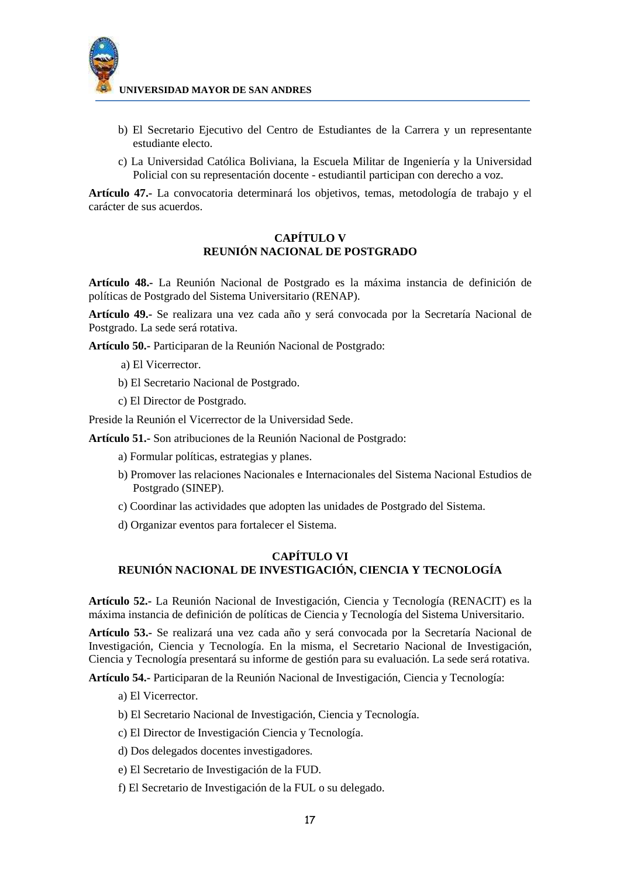b) El Secretario Ejecutivo del Centro de Estudiantes de la Carrera y un representante estudiante electo.

c) La Universidad Católica Boliviana, la Escuela Militar de Ingeniería y la Universidad Policial con su representación docente - estudiantil participan con derecho a voz.

**Artículo 47.-** La convocatoria determinará los objetivos, temas, metodología de trabajo y el carácter de sus acuerdos.

## CAPÍTULO V
## REUNIÓN NACIONAL DE POSTGRADO

**Artículo 48.-** La Reunión Nacional de Postgrado es la máxima instancia de definición de políticas de Postgrado del Sistema Universitario (RENAP).

**Artículo 49.-** Se realizara una vez cada año y será convocada por la Secretaría Nacional de Postgrado. La sede será rotativa.

**Artículo 50.-** Participaran de la Reunión Nacional de Postgrado:

a) El Vicerrector.

b) El Secretario Nacional de Postgrado.

c) El Director de Postgrado.

Preside la Reunión el Vicerrector de la Universidad Sede.

**Artículo 51.-** Son atribuciones de la Reunión Nacional de Postgrado:

a) Formular políticas, estrategias y planes.

b) Promover las relaciones Nacionales e Internacionales del Sistema Nacional Estudios de Postgrado (SINEP).

c) Coordinar las actividades que adopten las unidades de Postgrado del Sistema.

d) Organizar eventos para fortalecer el Sistema.

## CAPÍTULO VI
## REUNIÓN NACIONAL DE INVESTIGACIÓN, CIENCIA Y TECNOLOGÍA

**Artículo 52.-** La Reunión Nacional de Investigación, Ciencia y Tecnología (RENACIT) es la máxima instancia de definición de políticas de Ciencia y Tecnología del Sistema Universitario.

**Artículo 53.-** Se realizará una vez cada año y será convocada por la Secretaría Nacional de Investigación, Ciencia y Tecnología. En la misma, el Secretario Nacional de Investigación, Ciencia y Tecnología presentará su informe de gestión para su evaluación. La sede será rotativa.

**Artículo 54.-** Participaran de la Reunión Nacional de Investigación, Ciencia y Tecnología:

a) El Vicerrector.

b) El Secretario Nacional de Investigación, Ciencia y Tecnología.

c) El Director de Investigación Ciencia y Tecnología.

d) Dos delegados docentes investigadores.

e) El Secretario de Investigación de la FUD.

f) El Secretario de Investigación de la FUL o su delegado.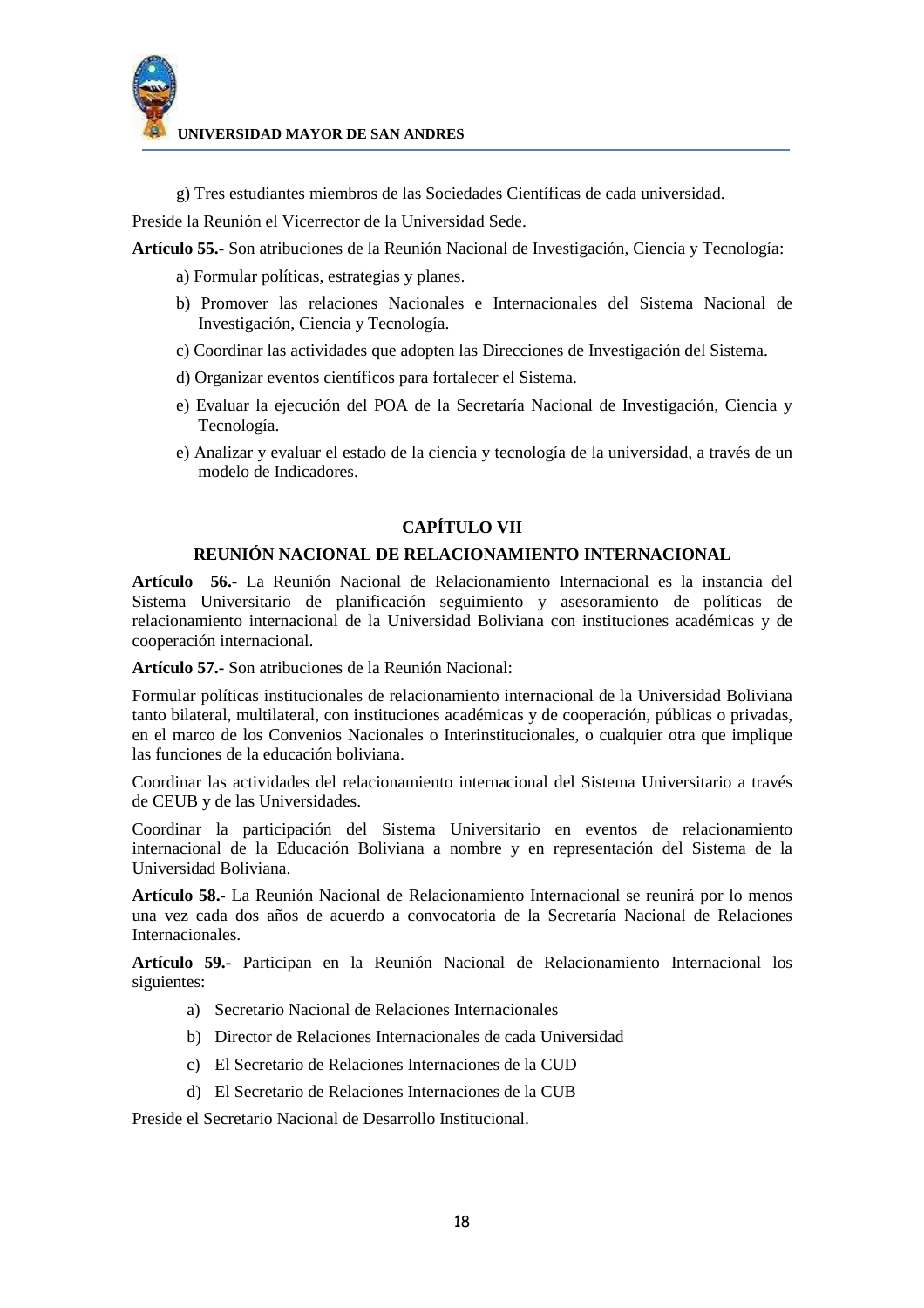g) Tres estudiantes miembros de las Sociedades Científicas de cada universidad.

Preside la Reunión el Vicerrector de la Universidad Sede.

**Artículo 55.-** Son atribuciones de la Reunión Nacional de Investigación, Ciencia y Tecnología:

a) Formular políticas, estrategias y planes.

b) Promover las relaciones Nacionales e Internacionales del Sistema Nacional de Investigación, Ciencia y Tecnología.

c) Coordinar las actividades que adopten las Direcciones de Investigación del Sistema.

d) Organizar eventos científicos para fortalecer el Sistema.

e) Evaluar la ejecución del POA de la Secretaría Nacional de Investigación, Ciencia y Tecnología.

e) Analizar y evaluar el estado de la ciencia y tecnología de la universidad, a través de un modelo de Indicadores.

## CAPÍTULO VII

## REUNIÓN NACIONAL DE RELACIONAMIENTO INTERNACIONAL

**Artículo 56.-** La Reunión Nacional de Relacionamiento Internacional es la instancia del Sistema Universitario de planificación seguimiento y asesoramiento de políticas de relacionamiento internacional de la Universidad Boliviana con instituciones académicas y de cooperación internacional.

**Artículo 57.-** Son atribuciones de la Reunión Nacional:

Formular políticas institucionales de relacionamiento internacional de la Universidad Boliviana tanto bilateral, multilateral, con instituciones académicas y de cooperación, públicas o privadas, en el marco de los Convenios Nacionales o Interinstitucionales, o cualquier otra que implique las funciones de la educación boliviana.

Coordinar las actividades del relacionamiento internacional del Sistema Universitario a través de CEUB y de las Universidades.

Coordinar la participación del Sistema Universitario en eventos de relacionamiento internacional de la Educación Boliviana a nombre y en representación del Sistema de la Universidad Boliviana.

**Artículo 58.-** La Reunión Nacional de Relacionamiento Internacional se reunirá por lo menos una vez cada dos años de acuerdo a convocatoria de la Secretaría Nacional de Relaciones Internacionales.

**Artículo 59.-** Participan en la Reunión Nacional de Relacionamiento Internacional los siguientes:

a) Secretario Nacional de Relaciones Internacionales

b) Director de Relaciones Internacionales de cada Universidad

c) El Secretario de Relaciones Internaciones de la CUD

d) El Secretario de Relaciones Internaciones de la CUB

Preside el Secretario Nacional de Desarrollo Institucional.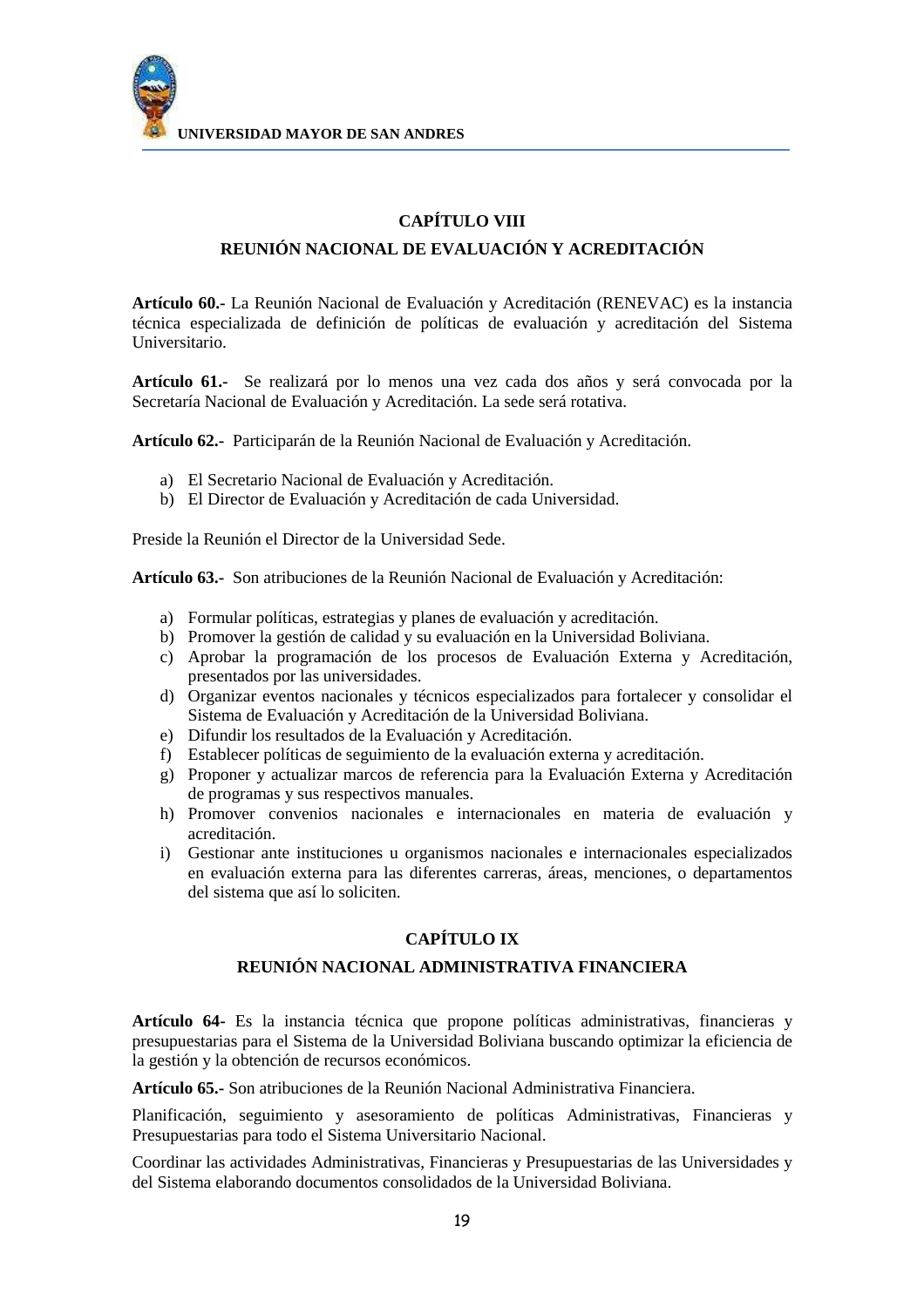## CAPÍTULO VIII

## REUNIÓN NACIONAL DE EVALUACIÓN Y ACREDITACIÓN

**Artículo 60.-** La Reunión Nacional de Evaluación y Acreditación (RENEVAC) es la instancia técnica especializada de definición de políticas de evaluación y acreditación del Sistema Universitario.

**Artículo 61.-** Se realizará por lo menos una vez cada dos años y será convocada por la Secretaría Nacional de Evaluación y Acreditación. La sede será rotativa.

**Artículo 62.-** Participarán de la Reunión Nacional de Evaluación y Acreditación.

a) El Secretario Nacional de Evaluación y Acreditación.
b) El Director de Evaluación y Acreditación de cada Universidad.

Preside la Reunión el Director de la Universidad Sede.

**Artículo 63.-** Son atribuciones de la Reunión Nacional de Evaluación y Acreditación:

a) Formular políticas, estrategias y planes de evaluación y acreditación.
b) Promover la gestión de calidad y su evaluación en la Universidad Boliviana.
c) Aprobar la programación de los procesos de Evaluación Externa y Acreditación, presentados por las universidades.
d) Organizar eventos nacionales y técnicos especializados para fortalecer y consolidar el Sistema de Evaluación y Acreditación de la Universidad Boliviana.
e) Difundir los resultados de la Evaluación y Acreditación.
f) Establecer políticas de seguimiento de la evaluación externa y acreditación.
g) Proponer y actualizar marcos de referencia para la Evaluación Externa y Acreditación de programas y sus respectivos manuales.
h) Promover convenios nacionales e internacionales en materia de evaluación y acreditación.
i) Gestionar ante instituciones u organismos nacionales e internacionales especializados en evaluación externa para las diferentes carreras, áreas, menciones, o departamentos del sistema que así lo soliciten.

## CAPÍTULO IX

## REUNIÓN NACIONAL ADMINISTRATIVA FINANCIERA

**Artículo 64-** Es la instancia técnica que propone políticas administrativas, financieras y presupuestarias para el Sistema de la Universidad Boliviana buscando optimizar la eficiencia de la gestión y la obtención de recursos económicos.

**Artículo 65.-** Son atribuciones de la Reunión Nacional Administrativa Financiera.

Planificación, seguimiento y asesoramiento de políticas Administrativas, Financieras y Presupuestarias para todo el Sistema Universitario Nacional.

Coordinar las actividades Administrativas, Financieras y Presupuestarias de las Universidades y del Sistema elaborando documentos consolidados de la Universidad Boliviana.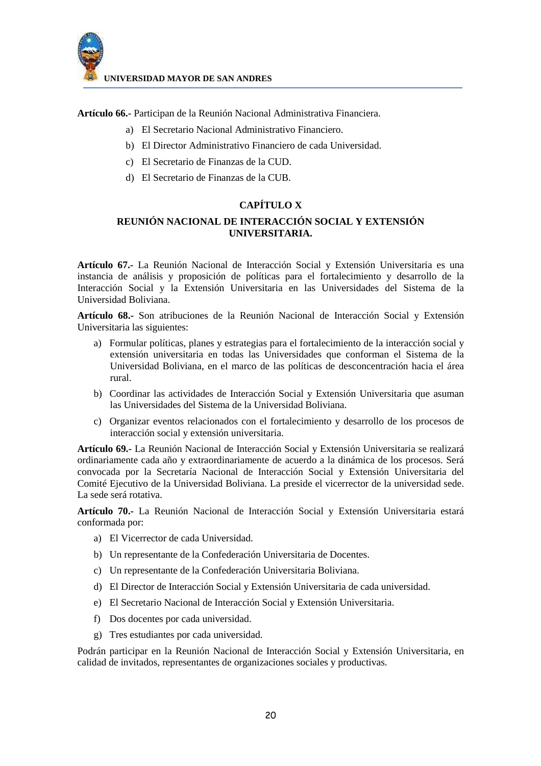**Artículo 66.-** Participan de la Reunión Nacional Administrativa Financiera.

a) El Secretario Nacional Administrativo Financiero.
b) El Director Administrativo Financiero de cada Universidad.
c) El Secretario de Finanzas de la CUD.
d) El Secretario de Finanzas de la CUB.

## CAPÍTULO X

## REUNIÓN NACIONAL DE INTERACCIÓN SOCIAL Y EXTENSIÓN UNIVERSITARIA.

**Artículo 67.-** La Reunión Nacional de Interacción Social y Extensión Universitaria es una instancia de análisis y proposición de políticas para el fortalecimiento y desarrollo de la Interacción Social y la Extensión Universitaria en las Universidades del Sistema de la Universidad Boliviana.

**Artículo 68.-** Son atribuciones de la Reunión Nacional de Interacción Social y Extensión Universitaria las siguientes:

a) Formular políticas, planes y estrategias para el fortalecimiento de la interacción social y extensión universitaria en todas las Universidades que conforman el Sistema de la Universidad Boliviana, en el marco de las políticas de desconcentración hacia el área rural.
b) Coordinar las actividades de Interacción Social y Extensión Universitaria que asuman las Universidades del Sistema de la Universidad Boliviana.
c) Organizar eventos relacionados con el fortalecimiento y desarrollo de los procesos de interacción social y extensión universitaria.

**Artículo 69.-** La Reunión Nacional de Interacción Social y Extensión Universitaria se realizará ordinariamente cada año y extraordinariamente de acuerdo a la dinámica de los procesos. Será convocada por la Secretaría Nacional de Interacción Social y Extensión Universitaria del Comité Ejecutivo de la Universidad Boliviana. La preside el vicerrector de la universidad sede. La sede será rotativa.

**Artículo 70.-** La Reunión Nacional de Interacción Social y Extensión Universitaria estará conformada por:

a) El Vicerrector de cada Universidad.
b) Un representante de la Confederación Universitaria de Docentes.
c) Un representante de la Confederación Universitaria Boliviana.
d) El Director de Interacción Social y Extensión Universitaria de cada universidad.
e) El Secretario Nacional de Interacción Social y Extensión Universitaria.
f) Dos docentes por cada universidad.
g) Tres estudiantes por cada universidad.

Podrán participar en la Reunión Nacional de Interacción Social y Extensión Universitaria, en calidad de invitados, representantes de organizaciones sociales y productivas.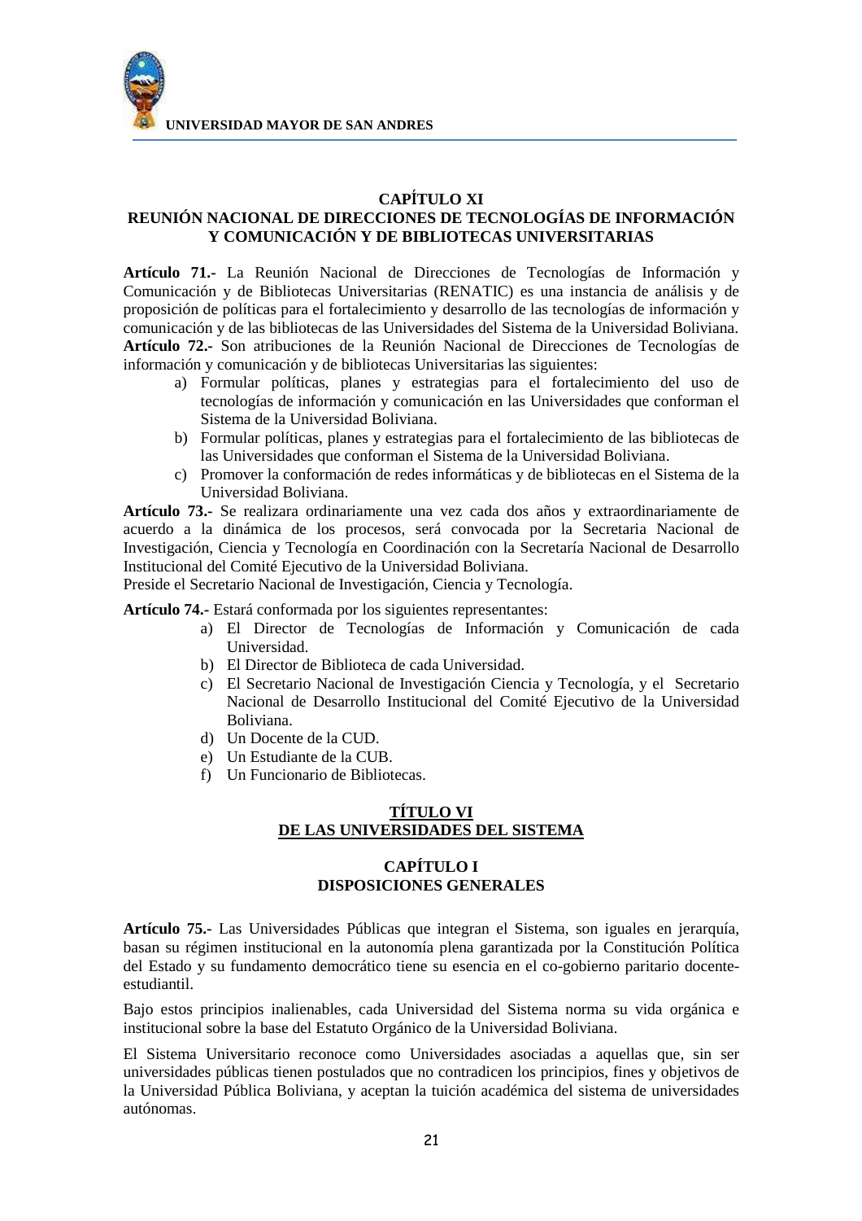## CAPÍTULO XI
## REUNIÓN NACIONAL DE DIRECCIONES DE TECNOLOGÍAS DE INFORMACIÓN Y COMUNICACIÓN Y DE BIBLIOTECAS UNIVERSITARIAS

**Artículo 71.-** La Reunión Nacional de Direcciones de Tecnologías de Información y Comunicación y de Bibliotecas Universitarias (RENATIC) es una instancia de análisis y de proposición de políticas para el fortalecimiento y desarrollo de las tecnologías de información y comunicación y de las bibliotecas de las Universidades del Sistema de la Universidad Boliviana.

**Artículo 72.-** Son atribuciones de la Reunión Nacional de Direcciones de Tecnologías de información y comunicación y de bibliotecas Universitarias las siguientes:

a) Formular políticas, planes y estrategias para el fortalecimiento del uso de tecnologías de información y comunicación en las Universidades que conforman el Sistema de la Universidad Boliviana.
b) Formular políticas, planes y estrategias para el fortalecimiento de las bibliotecas de las Universidades que conforman el Sistema de la Universidad Boliviana.
c) Promover la conformación de redes informáticas y de bibliotecas en el Sistema de la Universidad Boliviana.

**Artículo 73.-** Se realizara ordinariamente una vez cada dos años y extraordinariamente de acuerdo a la dinámica de los procesos, será convocada por la Secretaria Nacional de Investigación, Ciencia y Tecnología en Coordinación con la Secretaría Nacional de Desarrollo Institucional del Comité Ejecutivo de la Universidad Boliviana.

Preside el Secretario Nacional de Investigación, Ciencia y Tecnología.

**Artículo 74.-** Estará conformada por los siguientes representantes:

a) El Director de Tecnologías de Información y Comunicación de cada Universidad.
b) El Director de Biblioteca de cada Universidad.
c) El Secretario Nacional de Investigación Ciencia y Tecnología, y el Secretario Nacional de Desarrollo Institucional del Comité Ejecutivo de la Universidad Boliviana.
d) Un Docente de la CUD.
e) Un Estudiante de la CUB.
f) Un Funcionario de Bibliotecas.

# TÍTULO VI
# DE LAS UNIVERSIDADES DEL SISTEMA

## CAPÍTULO I
## DISPOSICIONES GENERALES

**Artículo 75.-** Las Universidades Públicas que integran el Sistema, son iguales en jerarquía, basan su régimen institucional en la autonomía plena garantizada por la Constitución Política del Estado y su fundamento democrático tiene su esencia en el co-gobierno paritario docente-estudiantil.

Bajo estos principios inalienables, cada Universidad del Sistema norma su vida orgánica e institucional sobre la base del Estatuto Orgánico de la Universidad Boliviana.

El Sistema Universitario reconoce como Universidades asociadas a aquellas que, sin ser universidades públicas tienen postulados que no contradicen los principios, fines y objetivos de la Universidad Pública Boliviana, y aceptan la tuición académica del sistema de universidades autónomas.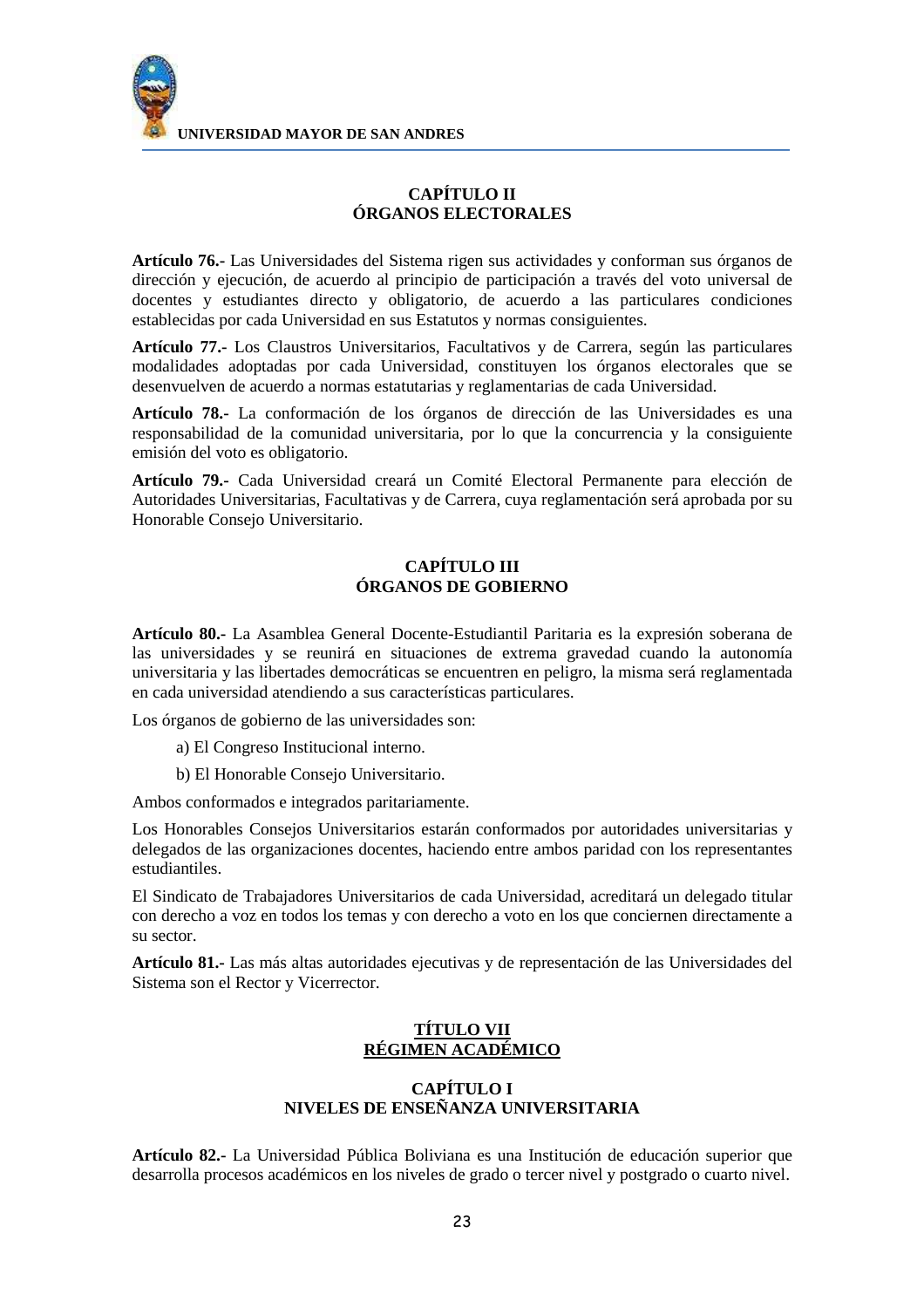## CAPÍTULO II
## ÓRGANOS ELECTORALES

**Artículo 76.-** Las Universidades del Sistema rigen sus actividades y conforman sus órganos de dirección y ejecución, de acuerdo al principio de participación a través del voto universal de docentes y estudiantes directo y obligatorio, de acuerdo a las particulares condiciones establecidas por cada Universidad en sus Estatutos y normas consiguientes.

**Artículo 77.-** Los Claustros Universitarios, Facultativos y de Carrera, según las particulares modalidades adoptadas por cada Universidad, constituyen los órganos electorales que se desenvuelven de acuerdo a normas estatutarias y reglamentarias de cada Universidad.

**Artículo 78.-** La conformación de los órganos de dirección de las Universidades es una responsabilidad de la comunidad universitaria, por lo que la concurrencia y la consiguiente emisión del voto es obligatorio.

**Artículo 79.-** Cada Universidad creará un Comité Electoral Permanente para elección de Autoridades Universitarias, Facultativas y de Carrera, cuya reglamentación será aprobada por su Honorable Consejo Universitario.

## CAPÍTULO III
## ÓRGANOS DE GOBIERNO

**Artículo 80.-** La Asamblea General Docente-Estudiantil Paritaria es la expresión soberana de las universidades y se reunirá en situaciones de extrema gravedad cuando la autonomía universitaria y las libertades democráticas se encuentren en peligro, la misma será reglamentada en cada universidad atendiendo a sus características particulares.

Los órganos de gobierno de las universidades son:

a) El Congreso Institucional interno.

b) El Honorable Consejo Universitario.

Ambos conformados e integrados paritariamente.

Los Honorables Consejos Universitarios estarán conformados por autoridades universitarias y delegados de las organizaciones docentes, haciendo entre ambos paridad con los representantes estudiantiles.

El Sindicato de Trabajadores Universitarios de cada Universidad, acreditará un delegado titular con derecho a voz en todos los temas y con derecho a voto en los que conciernen directamente a su sector.

**Artículo 81.-** Las más altas autoridades ejecutivas y de representación de las Universidades del Sistema son el Rector y Vicerrector.

# TÍTULO VII
# RÉGIMEN ACADÉMICO

## CAPÍTULO I
## NIVELES DE ENSEÑANZA UNIVERSITARIA

**Artículo 82.-** La Universidad Pública Boliviana es una Institución de educación superior que desarrolla procesos académicos en los niveles de grado o tercer nivel y postgrado o cuarto nivel.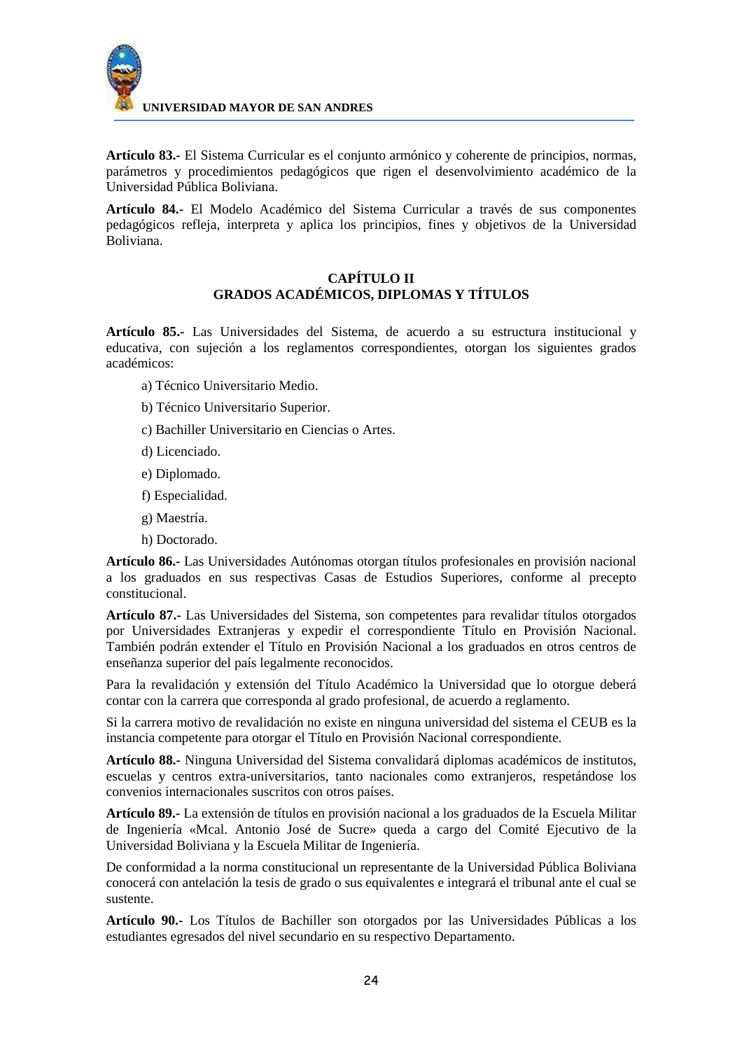**Artículo 83.-** El Sistema Curricular es el conjunto armónico y coherente de principios, normas, parámetros y procedimientos pedagógicos que rigen el desenvolvimiento académico de la Universidad Pública Boliviana.

**Artículo 84.-** El Modelo Académico del Sistema Curricular a través de sus componentes pedagógicos refleja, interpreta y aplica los principios, fines y objetivos de la Universidad Boliviana.

## CAPÍTULO II
## GRADOS ACADÉMICOS, DIPLOMAS Y TÍTULOS

**Artículo 85.-** Las Universidades del Sistema, de acuerdo a su estructura institucional y educativa, con sujeción a los reglamentos correspondientes, otorgan los siguientes grados académicos:

a) Técnico Universitario Medio.

b) Técnico Universitario Superior.

c) Bachiller Universitario en Ciencias o Artes.

d) Licenciado.

e) Diplomado.

f) Especialidad.

g) Maestría.

h) Doctorado.

**Artículo 86.-** Las Universidades Autónomas otorgan títulos profesionales en provisión nacional a los graduados en sus respectivas Casas de Estudios Superiores, conforme al precepto constitucional.

**Artículo 87.-** Las Universidades del Sistema, son competentes para revalidar títulos otorgados por Universidades Extranjeras y expedir el correspondiente Título en Provisión Nacional. También podrán extender el Título en Provisión Nacional a los graduados en otros centros de enseñanza superior del país legalmente reconocidos.

Para la revalidación y extensión del Título Académico la Universidad que lo otorgue deberá contar con la carrera que corresponda al grado profesional, de acuerdo a reglamento.

Si la carrera motivo de revalidación no existe en ninguna universidad del sistema el CEUB es la instancia competente para otorgar el Título en Provisión Nacional correspondiente.

**Artículo 88.-** Ninguna Universidad del Sistema convalidará diplomas académicos de institutos, escuelas y centros extra-universitarios, tanto nacionales como extranjeros, respetándose los convenios internacionales suscritos con otros países.

**Artículo 89.-** La extensión de títulos en provisión nacional a los graduados de la Escuela Militar de Ingeniería «Mcal. Antonio José de Sucre» queda a cargo del Comité Ejecutivo de la Universidad Boliviana y la Escuela Militar de Ingeniería.

De conformidad a la norma constitucional un representante de la Universidad Pública Boliviana conocerá con antelación la tesis de grado o sus equivalentes e integrará el tribunal ante el cual se sustente.

**Artículo 90.-** Los Títulos de Bachiller son otorgados por las Universidades Públicas a los estudiantes egresados del nivel secundario en su respectivo Departamento.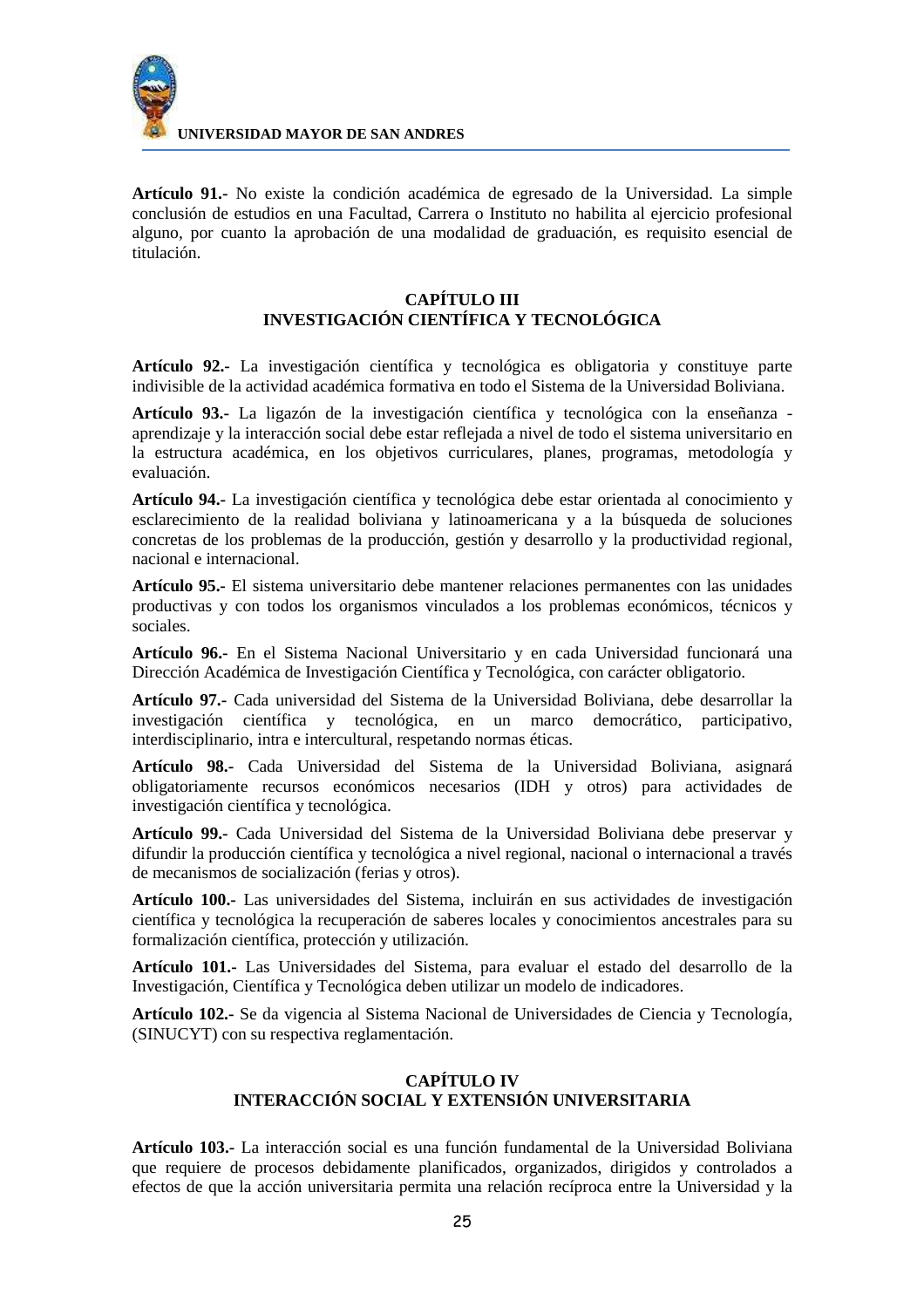**Artículo 91.-** No existe la condición académica de egresado de la Universidad. La simple conclusión de estudios en una Facultad, Carrera o Instituto no habilita al ejercicio profesional alguno, por cuanto la aprobación de una modalidad de graduación, es requisito esencial de titulación.

## CAPÍTULO III
## INVESTIGACIÓN CIENTÍFICA Y TECNOLÓGICA

**Artículo 92.-** La investigación científica y tecnológica es obligatoria y constituye parte indivisible de la actividad académica formativa en todo el Sistema de la Universidad Boliviana.

**Artículo 93.-** La ligazón de la investigación científica y tecnológica con la enseñanza - aprendizaje y la interacción social debe estar reflejada a nivel de todo el sistema universitario en la estructura académica, en los objetivos curriculares, planes, programas, metodología y evaluación.

**Artículo 94.-** La investigación científica y tecnológica debe estar orientada al conocimiento y esclarecimiento de la realidad boliviana y latinoamericana y a la búsqueda de soluciones concretas de los problemas de la producción, gestión y desarrollo y la productividad regional, nacional e internacional.

**Artículo 95.-** El sistema universitario debe mantener relaciones permanentes con las unidades productivas y con todos los organismos vinculados a los problemas económicos, técnicos y sociales.

**Artículo 96.-** En el Sistema Nacional Universitario y en cada Universidad funcionará una Dirección Académica de Investigación Científica y Tecnológica, con carácter obligatorio.

**Artículo 97.-** Cada universidad del Sistema de la Universidad Boliviana, debe desarrollar la investigación científica y tecnológica, en un marco democrático, participativo, interdisciplinario, intra e intercultural, respetando normas éticas.

**Artículo 98.-** Cada Universidad del Sistema de la Universidad Boliviana, asignará obligatoriamente recursos económicos necesarios (IDH y otros) para actividades de investigación científica y tecnológica.

**Artículo 99.-** Cada Universidad del Sistema de la Universidad Boliviana debe preservar y difundir la producción científica y tecnológica a nivel regional, nacional o internacional a través de mecanismos de socialización (ferias y otros).

**Artículo 100.-** Las universidades del Sistema, incluirán en sus actividades de investigación científica y tecnológica la recuperación de saberes locales y conocimientos ancestrales para su formalización científica, protección y utilización.

**Artículo 101.-** Las Universidades del Sistema, para evaluar el estado del desarrollo de la Investigación, Científica y Tecnológica deben utilizar un modelo de indicadores.

**Artículo 102.-** Se da vigencia al Sistema Nacional de Universidades de Ciencia y Tecnología, (SINUCYT) con su respectiva reglamentación.

## CAPÍTULO IV
## INTERACCIÓN SOCIAL Y EXTENSIÓN UNIVERSITARIA

**Artículo 103.-** La interacción social es una función fundamental de la Universidad Boliviana que requiere de procesos debidamente planificados, organizados, dirigidos y controlados a efectos de que la acción universitaria permita una relación recíproca entre la Universidad y la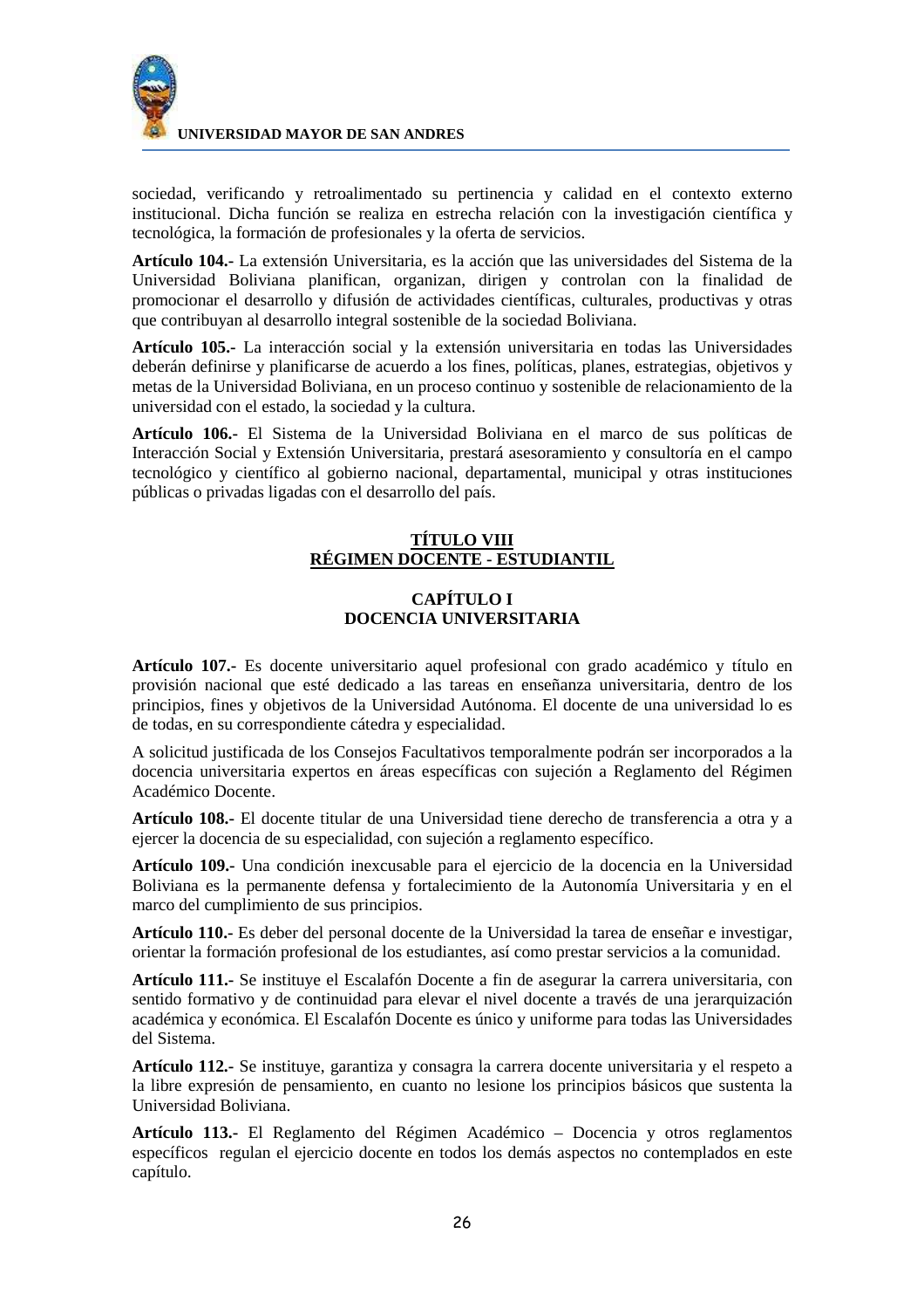sociedad, verificando y retroalimentado su pertinencia y calidad en el contexto externo institucional. Dicha función se realiza en estrecha relación con la investigación científica y tecnológica, la formación de profesionales y la oferta de servicios.

**Artículo 104.-** La extensión Universitaria, es la acción que las universidades del Sistema de la Universidad Boliviana planifican, organizan, dirigen y controlan con la finalidad de promocionar el desarrollo y difusión de actividades científicas, culturales, productivas y otras que contribuyan al desarrollo integral sostenible de la sociedad Boliviana.

**Artículo 105.-** La interacción social y la extensión universitaria en todas las Universidades deberán definirse y planificarse de acuerdo a los fines, políticas, planes, estrategias, objetivos y metas de la Universidad Boliviana, en un proceso continuo y sostenible de relacionamiento de la universidad con el estado, la sociedad y la cultura.

**Artículo 106.-** El Sistema de la Universidad Boliviana en el marco de sus políticas de Interacción Social y Extensión Universitaria, prestará asesoramiento y consultoría en el campo tecnológico y científico al gobierno nacional, departamental, municipal y otras instituciones públicas o privadas ligadas con el desarrollo del país.

## TÍTULO VIII
## RÉGIMEN DOCENTE - ESTUDIANTIL

### CAPÍTULO I
### DOCENCIA UNIVERSITARIA

**Artículo 107.-** Es docente universitario aquel profesional con grado académico y título en provisión nacional que esté dedicado a las tareas en enseñanza universitaria, dentro de los principios, fines y objetivos de la Universidad Autónoma. El docente de una universidad lo es de todas, en su correspondiente cátedra y especialidad.

A solicitud justificada de los Consejos Facultativos temporalmente podrán ser incorporados a la docencia universitaria expertos en áreas específicas con sujeción a Reglamento del Régimen Académico Docente.

**Artículo 108.-** El docente titular de una Universidad tiene derecho de transferencia a otra y a ejercer la docencia de su especialidad, con sujeción a reglamento específico.

**Artículo 109.-** Una condición inexcusable para el ejercicio de la docencia en la Universidad Boliviana es la permanente defensa y fortalecimiento de la Autonomía Universitaria y en el marco del cumplimiento de sus principios.

**Artículo 110.-** Es deber del personal docente de la Universidad la tarea de enseñar e investigar, orientar la formación profesional de los estudiantes, así como prestar servicios a la comunidad.

**Artículo 111.-** Se instituye el Escalafón Docente a fin de asegurar la carrera universitaria, con sentido formativo y de continuidad para elevar el nivel docente a través de una jerarquización académica y económica. El Escalafón Docente es único y uniforme para todas las Universidades del Sistema.

**Artículo 112.-** Se instituye, garantiza y consagra la carrera docente universitaria y el respeto a la libre expresión de pensamiento, en cuanto no lesione los principios básicos que sustenta la Universidad Boliviana.

**Artículo 113.-** El Reglamento del Régimen Académico – Docencia y otros reglamentos específicos regulan el ejercicio docente en todos los demás aspectos no contemplados en este capítulo.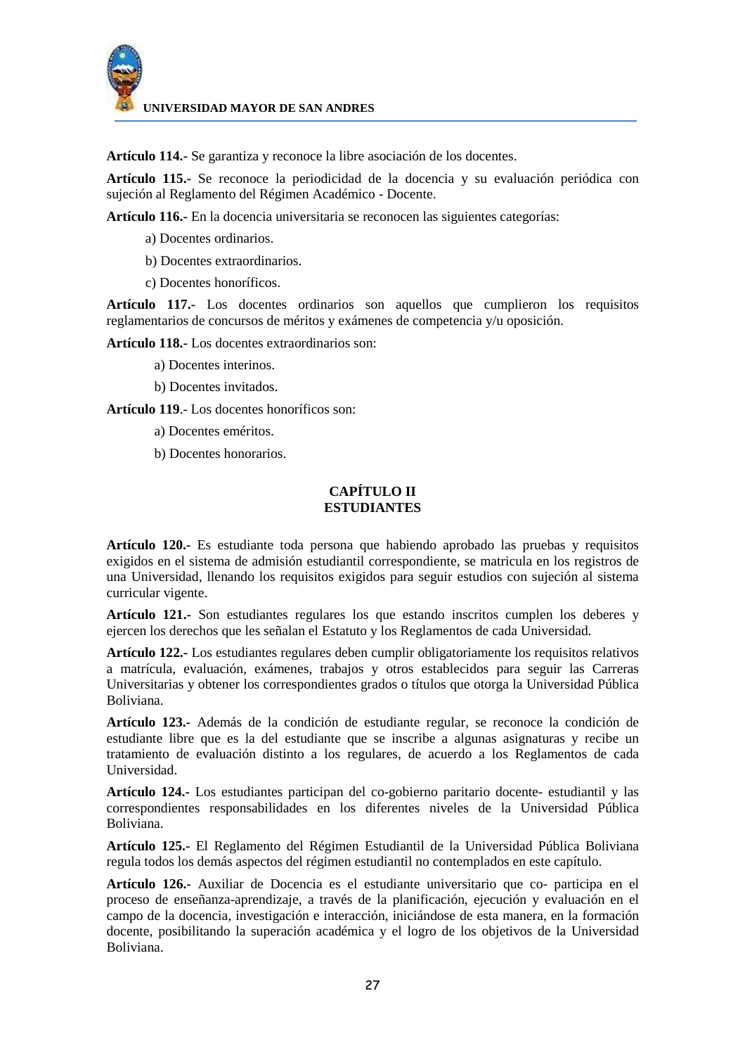**Artículo 114.-** Se garantiza y reconoce la libre asociación de los docentes.

**Artículo 115.-** Se reconoce la periodicidad de la docencia y su evaluación periódica con sujeción al Reglamento del Régimen Académico - Docente.

**Artículo 116.-** En la docencia universitaria se reconocen las siguientes categorías:

a) Docentes ordinarios.

b) Docentes extraordinarios.

c) Docentes honoríficos.

**Artículo 117.-** Los docentes ordinarios son aquellos que cumplieron los requisitos reglamentarios de concursos de méritos y exámenes de competencia y/u oposición.

**Artículo 118.-** Los docentes extraordinarios son:

a) Docentes interinos.

b) Docentes invitados.

**Artículo 119**.- Los docentes honoríficos son:

a) Docentes eméritos.

b) Docentes honorarios.

## CAPÍTULO II
## ESTUDIANTES

**Artículo 120.-** Es estudiante toda persona que habiendo aprobado las pruebas y requisitos exigidos en el sistema de admisión estudiantil correspondiente, se matricula en los registros de una Universidad, llenando los requisitos exigidos para seguir estudios con sujeción al sistema curricular vigente.

**Artículo 121.-** Son estudiantes regulares los que estando inscritos cumplen los deberes y ejercen los derechos que les señalan el Estatuto y los Reglamentos de cada Universidad.

**Artículo 122.-** Los estudiantes regulares deben cumplir obligatoriamente los requisitos relativos a matrícula, evaluación, exámenes, trabajos y otros establecidos para seguir las Carreras Universitarias y obtener los correspondientes grados o títulos que otorga la Universidad Pública Boliviana.

**Artículo 123.-** Además de la condición de estudiante regular, se reconoce la condición de estudiante libre que es la del estudiante que se inscribe a algunas asignaturas y recibe un tratamiento de evaluación distinto a los regulares, de acuerdo a los Reglamentos de cada Universidad.

**Artículo 124.-** Los estudiantes participan del co-gobierno paritario docente- estudiantil y las correspondientes responsabilidades en los diferentes niveles de la Universidad Pública Boliviana.

**Artículo 125.-** El Reglamento del Régimen Estudiantil de la Universidad Pública Boliviana regula todos los demás aspectos del régimen estudiantil no contemplados en este capítulo.

**Artículo 126.-** Auxiliar de Docencia es el estudiante universitario que co- participa en el proceso de enseñanza-aprendizaje, a través de la planificación, ejecución y evaluación en el campo de la docencia, investigación e interacción, iniciándose de esta manera, en la formación docente, posibilitando la superación académica y el logro de los objetivos de la Universidad Boliviana.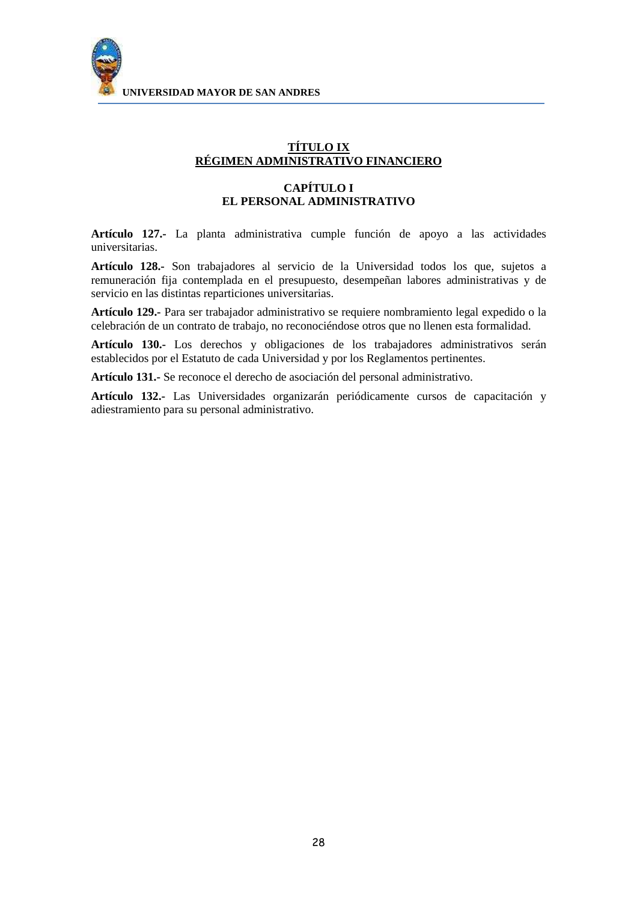# TÍTULO IX
# RÉGIMEN ADMINISTRATIVO FINANCIERO

## CAPÍTULO I
## EL PERSONAL ADMINISTRATIVO

**Artículo 127.-** La planta administrativa cumple función de apoyo a las actividades universitarias.

**Artículo 128.-** Son trabajadores al servicio de la Universidad todos los que, sujetos a remuneración fija contemplada en el presupuesto, desempeñan labores administrativas y de servicio en las distintas reparticiones universitarias.

**Artículo 129.-** Para ser trabajador administrativo se requiere nombramiento legal expedido o la celebración de un contrato de trabajo, no reconociéndose otros que no llenen esta formalidad.

**Artículo 130.-** Los derechos y obligaciones de los trabajadores administrativos serán establecidos por el Estatuto de cada Universidad y por los Reglamentos pertinentes.

**Artículo 131.-** Se reconoce el derecho de asociación del personal administrativo.

**Artículo 132.-** Las Universidades organizarán periódicamente cursos de capacitación y adiestramiento para su personal administrativo.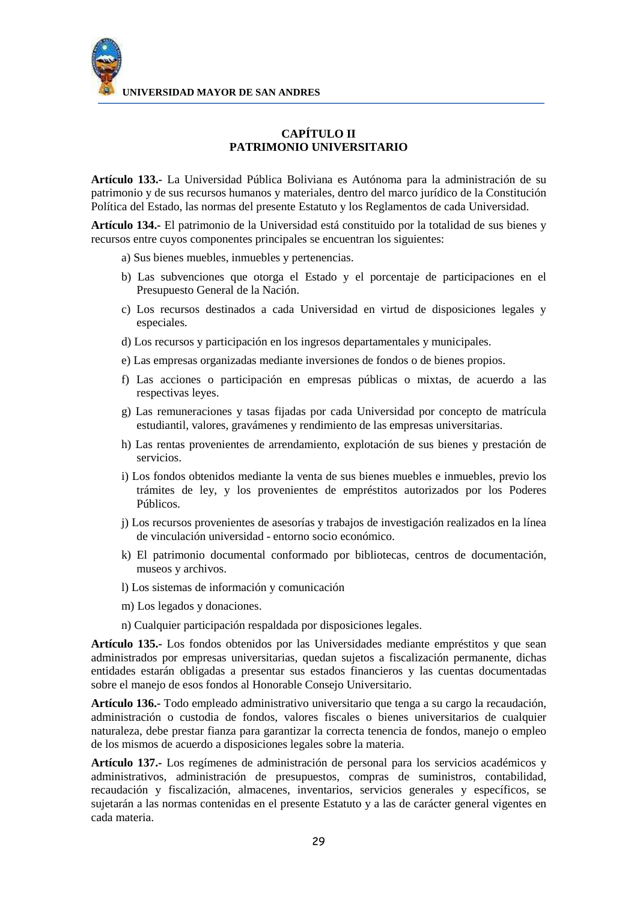## CAPÍTULO II
## PATRIMONIO UNIVERSITARIO

**Artículo 133.-** La Universidad Pública Boliviana es Autónoma para la administración de su patrimonio y de sus recursos humanos y materiales, dentro del marco jurídico de la Constitución Política del Estado, las normas del presente Estatuto y los Reglamentos de cada Universidad.

**Artículo 134.-** El patrimonio de la Universidad está constituido por la totalidad de sus bienes y recursos entre cuyos componentes principales se encuentran los siguientes:

a) Sus bienes muebles, inmuebles y pertenencias.

b) Las subvenciones que otorga el Estado y el porcentaje de participaciones en el Presupuesto General de la Nación.

c) Los recursos destinados a cada Universidad en virtud de disposiciones legales y especiales.

d) Los recursos y participación en los ingresos departamentales y municipales.

e) Las empresas organizadas mediante inversiones de fondos o de bienes propios.

f) Las acciones o participación en empresas públicas o mixtas, de acuerdo a las respectivas leyes.

g) Las remuneraciones y tasas fijadas por cada Universidad por concepto de matrícula estudiantil, valores, gravámenes y rendimiento de las empresas universitarias.

h) Las rentas provenientes de arrendamiento, explotación de sus bienes y prestación de servicios.

i) Los fondos obtenidos mediante la venta de sus bienes muebles e inmuebles, previo los trámites de ley, y los provenientes de empréstitos autorizados por los Poderes Públicos.

j) Los recursos provenientes de asesorías y trabajos de investigación realizados en la línea de vinculación universidad - entorno socio económico.

k) El patrimonio documental conformado por bibliotecas, centros de documentación, museos y archivos.

l) Los sistemas de información y comunicación

m) Los legados y donaciones.

n) Cualquier participación respaldada por disposiciones legales.

**Artículo 135.-** Los fondos obtenidos por las Universidades mediante empréstitos y que sean administrados por empresas universitarias, quedan sujetos a fiscalización permanente, dichas entidades estarán obligadas a presentar sus estados financieros y las cuentas documentadas sobre el manejo de esos fondos al Honorable Consejo Universitario.

**Artículo 136.-** Todo empleado administrativo universitario que tenga a su cargo la recaudación, administración o custodia de fondos, valores fiscales o bienes universitarios de cualquier naturaleza, debe prestar fianza para garantizar la correcta tenencia de fondos, manejo o empleo de los mismos de acuerdo a disposiciones legales sobre la materia.

**Artículo 137.-** Los regímenes de administración de personal para los servicios académicos y administrativos, administración de presupuestos, compras de suministros, contabilidad, recaudación y fiscalización, almacenes, inventarios, servicios generales y específicos, se sujetarán a las normas contenidas en el presente Estatuto y a las de carácter general vigentes en cada materia.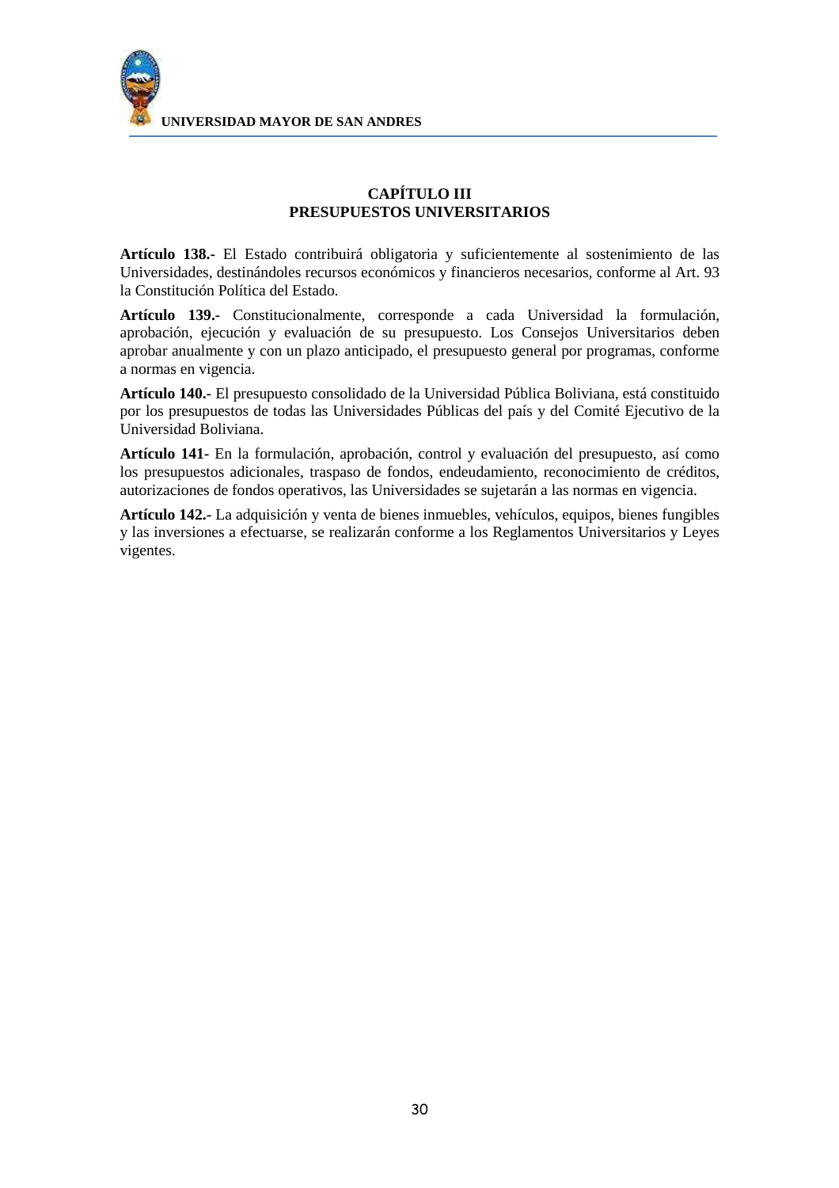## CAPÍTULO III
## PRESUPUESTOS UNIVERSITARIOS

**Artículo 138.-** El Estado contribuirá obligatoria y suficientemente al sostenimiento de las Universidades, destinándoles recursos económicos y financieros necesarios, conforme al Art. 93 la Constitución Política del Estado.

**Artículo 139.-** Constitucionalmente, corresponde a cada Universidad la formulación, aprobación, ejecución y evaluación de su presupuesto. Los Consejos Universitarios deben aprobar anualmente y con un plazo anticipado, el presupuesto general por programas, conforme a normas en vigencia.

**Artículo 140.-** El presupuesto consolidado de la Universidad Pública Boliviana, está constituido por los presupuestos de todas las Universidades Públicas del país y del Comité Ejecutivo de la Universidad Boliviana.

**Artículo 141**- En la formulación, aprobación, control y evaluación del presupuesto, así como los presupuestos adicionales, traspaso de fondos, endeudamiento, reconocimiento de créditos, autorizaciones de fondos operativos, las Universidades se sujetarán a las normas en vigencia.

**Artículo 142.**- La adquisición y venta de bienes inmuebles, vehículos, equipos, bienes fungibles y las inversiones a efectuarse, se realizarán conforme a los Reglamentos Universitarios y Leyes vigentes.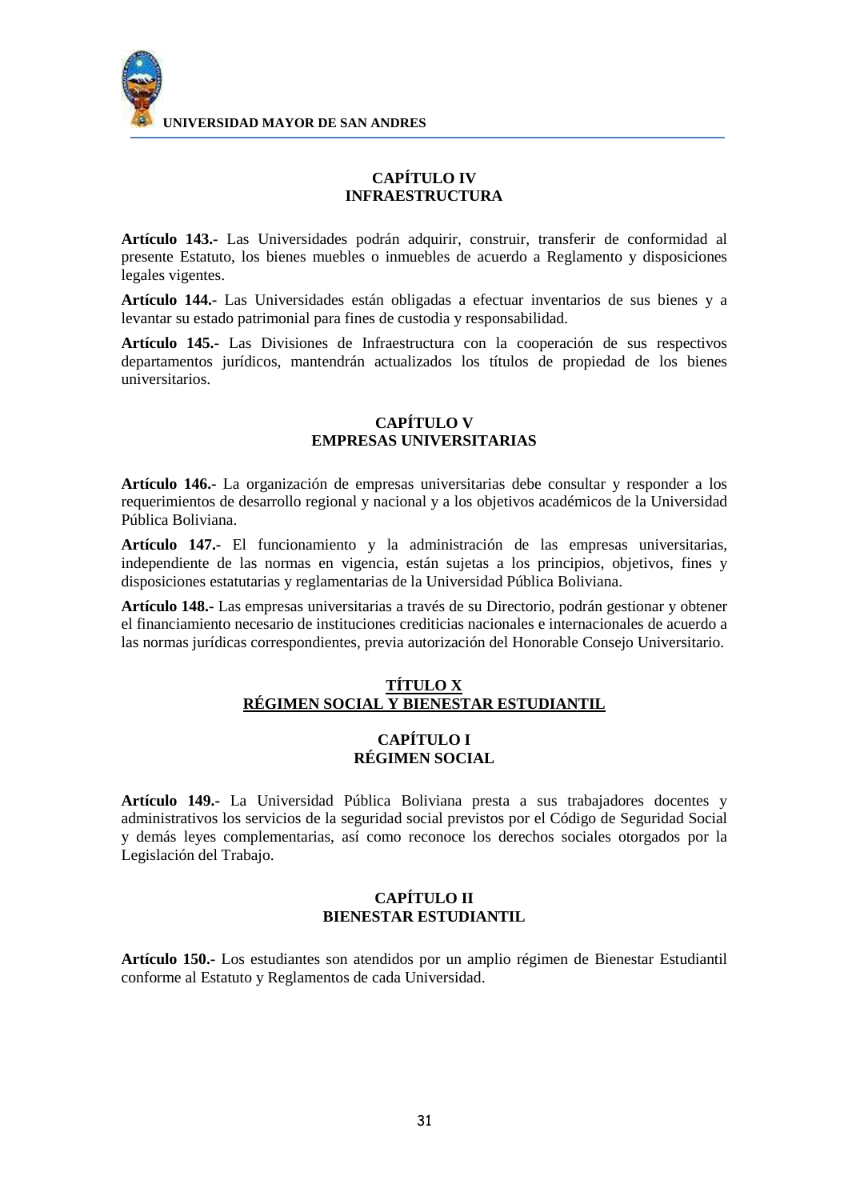## CAPÍTULO IV
## INFRAESTRUCTURA

**Artículo 143.-** Las Universidades podrán adquirir, construir, transferir de conformidad al presente Estatuto, los bienes muebles o inmuebles de acuerdo a Reglamento y disposiciones legales vigentes.

**Artículo 144.-** Las Universidades están obligadas a efectuar inventarios de sus bienes y a levantar su estado patrimonial para fines de custodia y responsabilidad.

**Artículo 145.-** Las Divisiones de Infraestructura con la cooperación de sus respectivos departamentos jurídicos, mantendrán actualizados los títulos de propiedad de los bienes universitarios.

## CAPÍTULO V
## EMPRESAS UNIVERSITARIAS

**Artículo 146.-** La organización de empresas universitarias debe consultar y responder a los requerimientos de desarrollo regional y nacional y a los objetivos académicos de la Universidad Pública Boliviana.

**Artículo 147.-** El funcionamiento y la administración de las empresas universitarias, independiente de las normas en vigencia, están sujetas a los principios, objetivos, fines y disposiciones estatutarias y reglamentarias de la Universidad Pública Boliviana.

**Artículo 148.-** Las empresas universitarias a través de su Directorio, podrán gestionar y obtener el financiamiento necesario de instituciones crediticias nacionales e internacionales de acuerdo a las normas jurídicas correspondientes, previa autorización del Honorable Consejo Universitario.

# TÍTULO X
# RÉGIMEN SOCIAL Y BIENESTAR ESTUDIANTIL

## CAPÍTULO I
## RÉGIMEN SOCIAL

**Artículo 149.-** La Universidad Pública Boliviana presta a sus trabajadores docentes y administrativos los servicios de la seguridad social previstos por el Código de Seguridad Social y demás leyes complementarias, así como reconoce los derechos sociales otorgados por la Legislación del Trabajo.

## CAPÍTULO II
## BIENESTAR ESTUDIANTIL

**Artículo 150.-** Los estudiantes son atendidos por un amplio régimen de Bienestar Estudiantil conforme al Estatuto y Reglamentos de cada Universidad.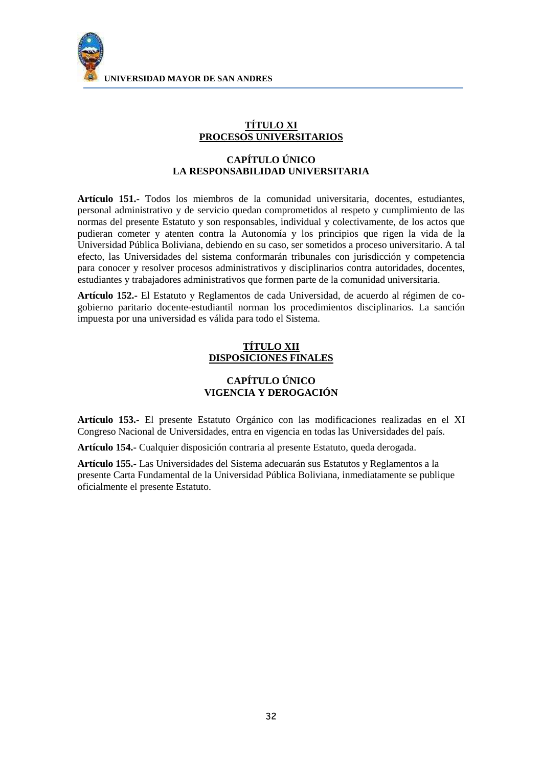## TÍTULO XI
## PROCESOS UNIVERSITARIOS

### CAPÍTULO ÚNICO
### LA RESPONSABILIDAD UNIVERSITARIA

**Artículo 151.-** Todos los miembros de la comunidad universitaria, docentes, estudiantes, personal administrativo y de servicio quedan comprometidos al respeto y cumplimiento de las normas del presente Estatuto y son responsables, individual y colectivamente, de los actos que pudieran cometer y atenten contra la Autonomía y los principios que rigen la vida de la Universidad Pública Boliviana, debiendo en su caso, ser sometidos a proceso universitario. A tal efecto, las Universidades del sistema conformarán tribunales con jurisdicción y competencia para conocer y resolver procesos administrativos y disciplinarios contra autoridades, docentes, estudiantes y trabajadores administrativos que formen parte de la comunidad universitaria.

**Artículo 152.-** El Estatuto y Reglamentos de cada Universidad, de acuerdo al régimen de co-gobierno paritario docente-estudiantil norman los procedimientos disciplinarios. La sanción impuesta por una universidad es válida para todo el Sistema.

## TÍTULO XII
## DISPOSICIONES FINALES

### CAPÍTULO ÚNICO
### VIGENCIA Y DEROGACIÓN

**Artículo 153.-** El presente Estatuto Orgánico con las modificaciones realizadas en el XI Congreso Nacional de Universidades, entra en vigencia en todas las Universidades del país.

**Artículo 154.-** Cualquier disposición contraria al presente Estatuto, queda derogada.

**Artículo 155.-** Las Universidades del Sistema adecuarán sus Estatutos y Reglamentos a la presente Carta Fundamental de la Universidad Pública Boliviana, inmediatamente se publique oficialmente el presente Estatuto.